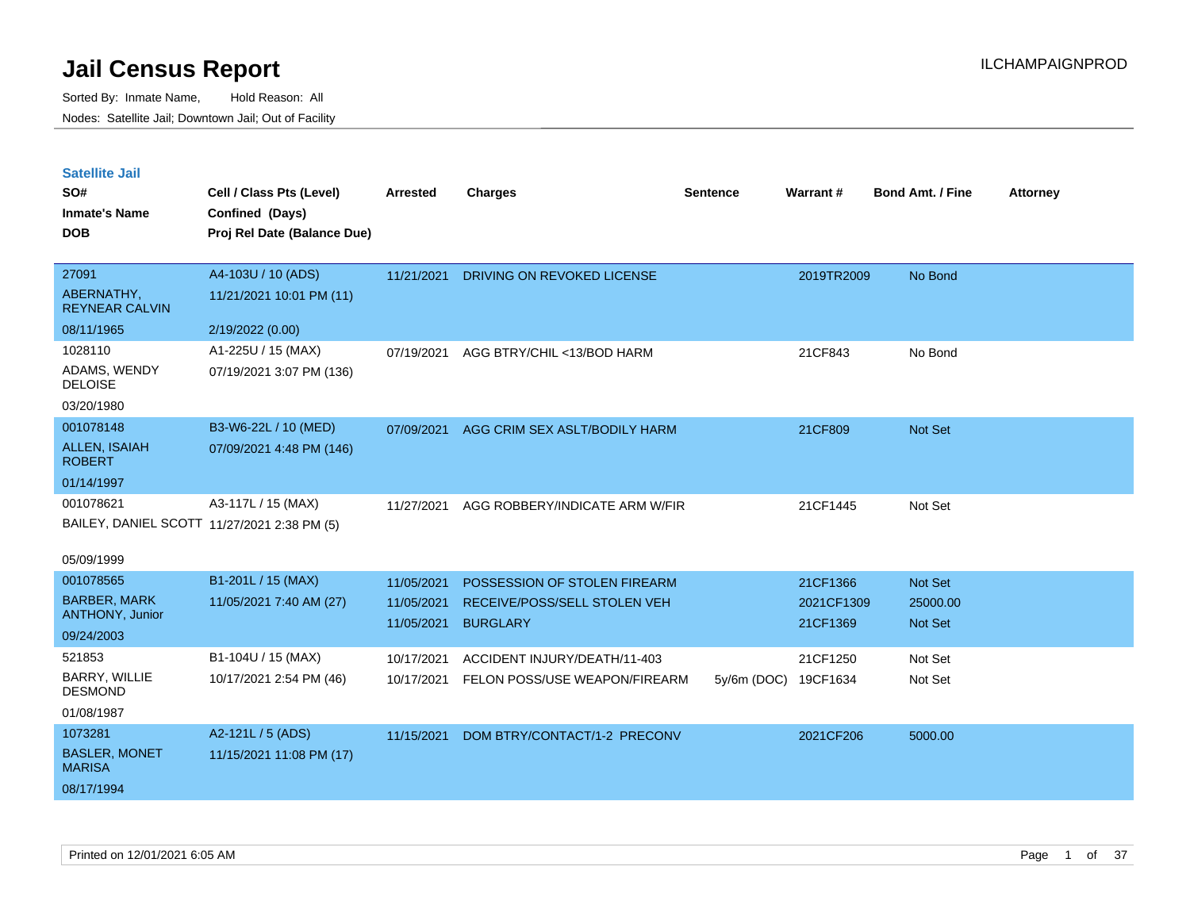# Jail Census Report

ILCHAMPAIGNPROD

Sorted By: Inmate Name, Hold Reason: All

Nodes: Satellite Jail; Downtown Jail; Out of Facility

## Satellite Jail

| SO# / Inmate's Name / DOB | Cell / Class Pts (Level) / Confined (Days) / Proj Rel Date (Balance Due) | Arrested | Charges | Sentence | Warrant # | Bond Amt. / Fine | Attorney |
|---|---|---|---|---|---|---|---|
| 27091<br>ABERNATHY, REYNEAR CALVIN<br>08/11/1965 | A4-103U / 10 (ADS)<br>11/21/2021 10:01 PM (11)<br>2/19/2022 (0.00) | 11/21/2021 | DRIVING ON REVOKED LICENSE | | 2019TR2009 | No Bond | |
| 1028110<br>ADAMS, WENDY DELOISE<br>03/20/1980 | A1-225U / 15 (MAX)<br>07/19/2021 3:07 PM (136) | 07/19/2021 | AGG BTRY/CHIL <13/BOD HARM | | 21CF843 | No Bond | |
| 001078148<br>ALLEN, ISAIAH ROBERT<br>01/14/1997 | B3-W6-22L / 10 (MED)<br>07/09/2021 4:48 PM (146) | 07/09/2021 | AGG CRIM SEX ASLT/BODILY HARM | | 21CF809 | Not Set | |
| 001078621<br>BAILEY, DANIEL SCOTT<br>05/09/1999 | A3-117L / 15 (MAX)<br>11/27/2021 2:38 PM (5) | 11/27/2021 | AGG ROBBERY/INDICATE ARM W/FIR | | 21CF1445 | Not Set | |
| 001078565<br>BARBER, MARK ANTHONY, Junior<br>09/24/2003 | B1-201L / 15 (MAX)<br>11/05/2021 7:40 AM (27) | 11/05/2021 | POSSESSION OF STOLEN FIREARM | | 21CF1366 | Not Set | |
| | | 11/05/2021 | RECEIVE/POSS/SELL STOLEN VEH | | 2021CF1309 | 25000.00 | |
| | | 11/05/2021 | BURGLARY | | 21CF1369 | Not Set | |
| 521853<br>BARRY, WILLIE DESMOND<br>01/08/1987 | B1-104U / 15 (MAX)<br>10/17/2021 2:54 PM (46) | 10/17/2021 | ACCIDENT INJURY/DEATH/11-403 | | 21CF1250 | Not Set | |
| | | 10/17/2021 | FELON POSS/USE WEAPON/FIREARM | 5y/6m (DOC) | 19CF1634 | Not Set | |
| 1073281<br>BASLER, MONET MARISA<br>08/17/1994 | A2-121L / 5 (ADS)<br>11/15/2021 11:08 PM (17) | 11/15/2021 | DOM BTRY/CONTACT/1-2 PRECONV | | 2021CF206 | 5000.00 | |

Printed on 12/01/2021 6:05 AM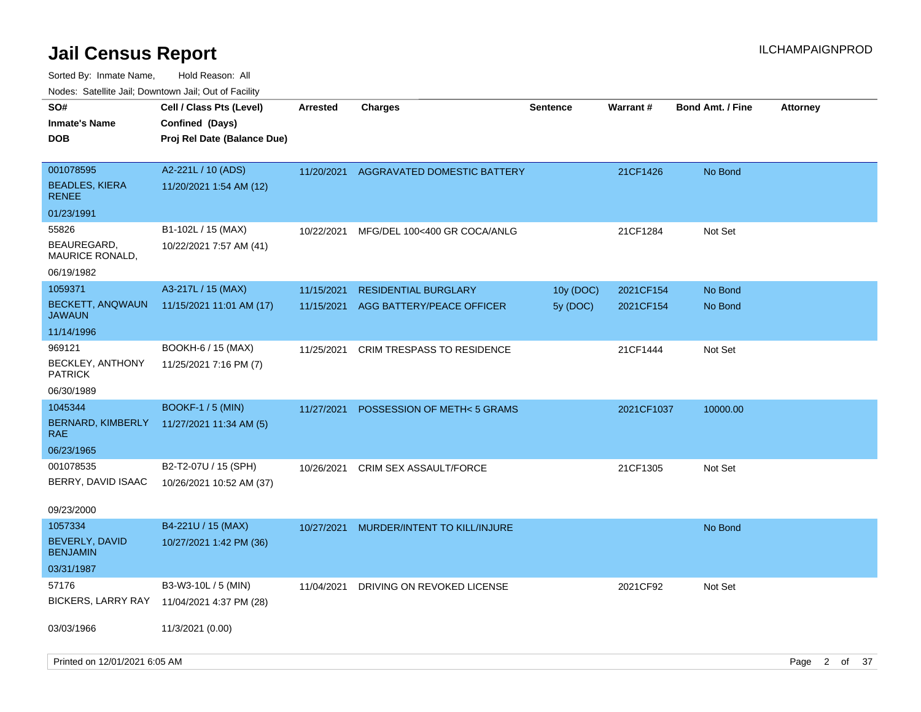# Jail Census Report

ILCHAMPAIGNPROD

Sorted By: Inmate Name, Hold Reason: All

Nodes: Satellite Jail; Downtown Jail; Out of Facility

| SO# / Inmate's Name / DOB | Cell / Class Pts (Level) / Confined (Days) / Proj Rel Date (Balance Due) | Arrested | Charges | Sentence | Warrant # | Bond Amt. / Fine | Attorney |
|---|---|---|---|---|---|---|---|
| 001078595<br>BEADLES, KIERA RENEE<br>01/23/1991 | A2-221L / 10 (ADS)<br>11/20/2021 1:54 AM (12) | 11/20/2021 | AGGRAVATED DOMESTIC BATTERY | | 21CF1426 | No Bond | |
| 55826<br>BEAUREGARD, MAURICE RONALD,<br>06/19/1982 | B1-102L / 15 (MAX)<br>10/22/2021 7:57 AM (41) | 10/22/2021 | MFG/DEL 100<400 GR COCA/ANLG | | 21CF1284 | Not Set | |
| 1059371<br>BECKETT, ANQWAUN JAWAUN<br>11/14/1996 | A3-217L / 15 (MAX)<br>11/15/2021 11:01 AM (17) | 11/15/2021 | RESIDENTIAL BURGLARY | 10y (DOC) | 2021CF154 | No Bond | |
| | | 11/15/2021 | AGG BATTERY/PEACE OFFICER | 5y (DOC) | 2021CF154 | No Bond | |
| 969121<br>BECKLEY, ANTHONY PATRICK<br>06/30/1989 | BOOKH-6 / 15 (MAX)<br>11/25/2021 7:16 PM (7) | 11/25/2021 | CRIM TRESPASS TO RESIDENCE | | 21CF1444 | Not Set | |
| 1045344<br>BERNARD, KIMBERLY RAE<br>06/23/1965 | BOOKF-1 / 5 (MIN)<br>11/27/2021 11:34 AM (5) | 11/27/2021 | POSSESSION OF METH< 5 GRAMS | | 2021CF1037 | 10000.00 | |
| 001078535<br>BERRY, DAVID ISAAC<br>09/23/2000 | B2-T2-07U / 15 (SPH)<br>10/26/2021 10:52 AM (37) | 10/26/2021 | CRIM SEX ASSAULT/FORCE | | 21CF1305 | Not Set | |
| 1057334<br>BEVERLY, DAVID BENJAMIN<br>03/31/1987 | B4-221U / 15 (MAX)<br>10/27/2021 1:42 PM (36) | 10/27/2021 | MURDER/INTENT TO KILL/INJURE | | | No Bond | |
| 57176<br>BICKERS, LARRY RAY<br>03/03/1966 | B3-W3-10L / 5 (MIN)<br>11/04/2021 4:37 PM (28)<br>11/3/2021 (0.00) | 11/04/2021 | DRIVING ON REVOKED LICENSE | | 2021CF92 | Not Set | |

Printed on 12/01/2021 6:05 AM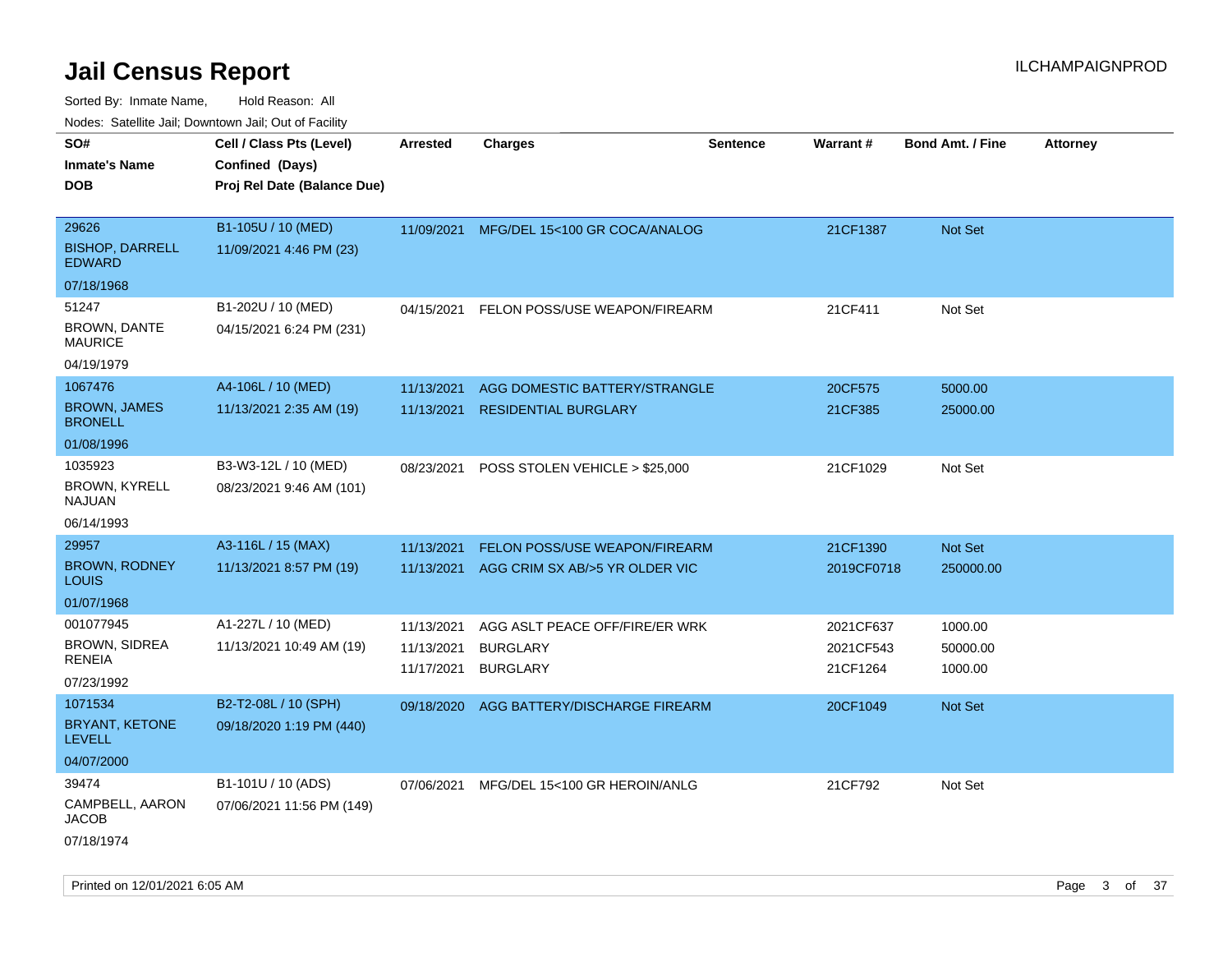# Jail Census Report

ILCHAMPAIGNPROD

Sorted By: Inmate Name, Hold Reason: All

Nodes: Satellite Jail; Downtown Jail; Out of Facility

| SO# / Inmate's Name / DOB | Cell / Class Pts (Level) / Confined (Days) / Proj Rel Date (Balance Due) | Arrested | Charges | Sentence | Warrant # | Bond Amt. / Fine | Attorney |
|---|---|---|---|---|---|---|---|
| 29626<br>BISHOP, DARRELL EDWARD<br>07/18/1968 | B1-105U / 10 (MED)<br>11/09/2021 4:46 PM (23) | 11/09/2021 | MFG/DEL 15<100 GR COCA/ANALOG | | 21CF1387 | Not Set | |
| 51247<br>BROWN, DANTE MAURICE<br>04/19/1979 | B1-202U / 10 (MED)<br>04/15/2021 6:24 PM (231) | 04/15/2021 | FELON POSS/USE WEAPON/FIREARM | | 21CF411 | Not Set | |
| 1067476<br>BROWN, JAMES BRONELL<br>01/08/1996 | A4-106L / 10 (MED)<br>11/13/2021 2:35 AM (19) | 11/13/2021<br>11/13/2021 | AGG DOMESTIC BATTERY/STRANGLE<br>RESIDENTIAL BURGLARY | | 20CF575<br>21CF385 | 5000.00<br>25000.00 | |
| 1035923<br>BROWN, KYRELL NAJUAN<br>06/14/1993 | B3-W3-12L / 10 (MED)<br>08/23/2021 9:46 AM (101) | 08/23/2021 | POSS STOLEN VEHICLE > $25,000 | | 21CF1029 | Not Set | |
| 29957<br>BROWN, RODNEY LOUIS<br>01/07/1968 | A3-116L / 15 (MAX)<br>11/13/2021 8:57 PM (19) | 11/13/2021<br>11/13/2021 | FELON POSS/USE WEAPON/FIREARM<br>AGG CRIM SX AB/>5 YR OLDER VIC | | 21CF1390<br>2019CF0718 | Not Set<br>250000.00 | |
| 001077945<br>BROWN, SIDREA RENEIA<br>07/23/1992 | A1-227L / 10 (MED)<br>11/13/2021 10:49 AM (19) | 11/13/2021<br>11/13/2021<br>11/17/2021 | AGG ASLT PEACE OFF/FIRE/ER WRK<br>BURGLARY<br>BURGLARY | | 2021CF637<br>2021CF543<br>21CF1264 | 1000.00<br>50000.00<br>1000.00 | |
| 1071534<br>BRYANT, KETONE LEVELL<br>04/07/2000 | B2-T2-08L / 10 (SPH)<br>09/18/2020 1:19 PM (440) | 09/18/2020 | AGG BATTERY/DISCHARGE FIREARM | | 20CF1049 | Not Set | |
| 39474<br>CAMPBELL, AARON JACOB<br>07/18/1974 | B1-101U / 10 (ADS)<br>07/06/2021 11:56 PM (149) | 07/06/2021 | MFG/DEL 15<100 GR HEROIN/ANLG | | 21CF792 | Not Set | |

Printed on 12/01/2021 6:05 AM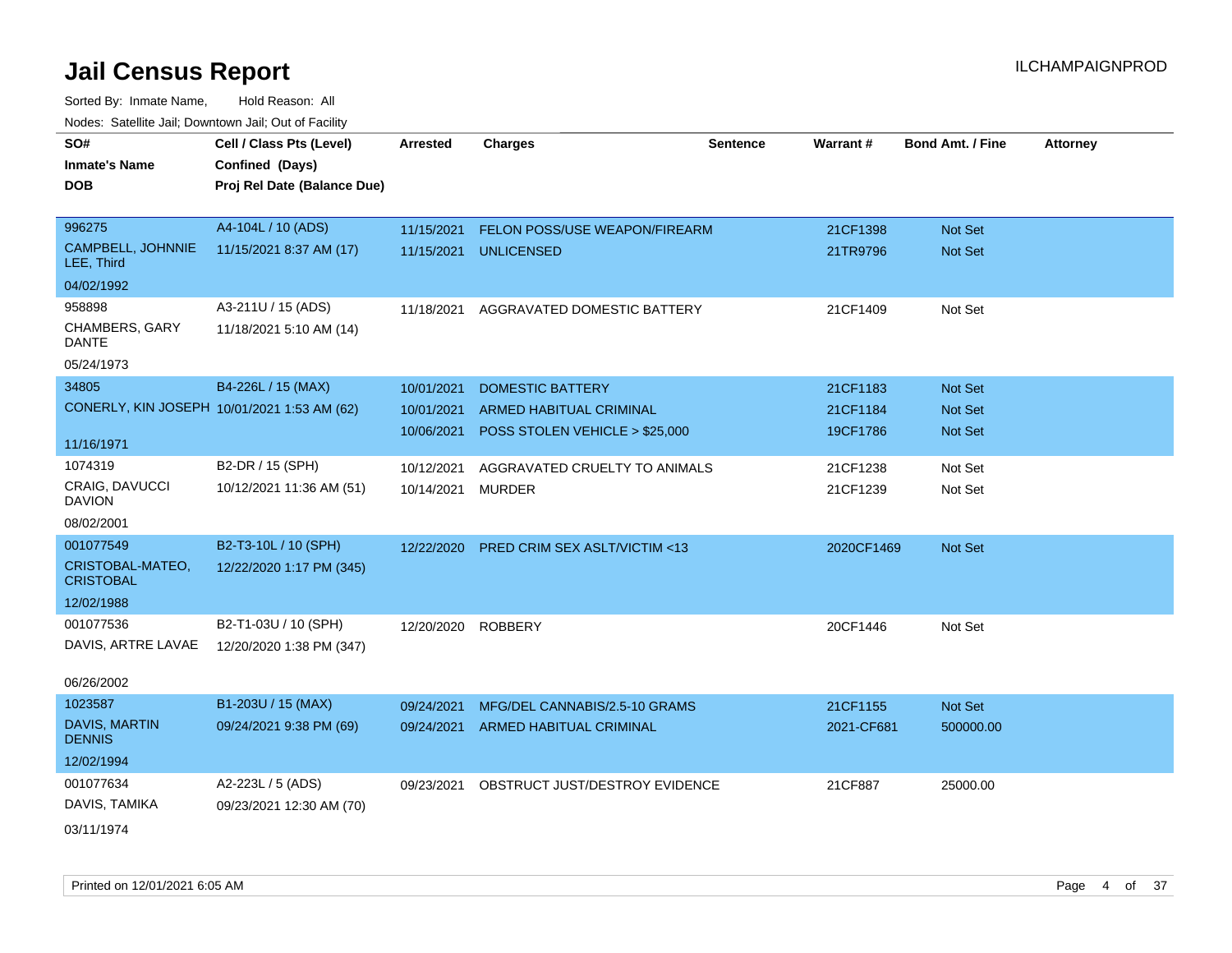# Jail Census Report

ILCHAMPAIGNPROD

Sorted By: Inmate Name, Hold Reason: All

Nodes: Satellite Jail; Downtown Jail; Out of Facility

| SO# / Inmate's Name / DOB | Cell / Class Pts (Level) / Confined (Days) / Proj Rel Date (Balance Due) | Arrested | Charges | Sentence | Warrant # | Bond Amt. / Fine | Attorney |
|---|---|---|---|---|---|---|---|
| 996275<br>CAMPBELL, JOHNNIE LEE, Third<br>04/02/1992 | A4-104L / 10 (ADS)<br>11/15/2021 8:37 AM (17) | 11/15/2021 | FELON POSS/USE WEAPON/FIREARM | | 21CF1398 | Not Set | |
| | | 11/15/2021 | UNLICENSED | | 21TR9796 | Not Set | |
| 958898<br>CHAMBERS, GARY DANTE<br>05/24/1973 | A3-211U / 15 (ADS)<br>11/18/2021 5:10 AM (14) | 11/18/2021 | AGGRAVATED DOMESTIC BATTERY | | 21CF1409 | Not Set | |
| 34805<br>CONERLY, KIN JOSEPH<br>11/16/1971 | B4-226L / 15 (MAX)<br>10/01/2021 1:53 AM (62) | 10/01/2021 | DOMESTIC BATTERY | | 21CF1183 | Not Set | |
| | | 10/01/2021 | ARMED HABITUAL CRIMINAL | | 21CF1184 | Not Set | |
| | | 10/06/2021 | POSS STOLEN VEHICLE > $25,000 | | 19CF1786 | Not Set | |
| 1074319<br>CRAIG, DAVUCCI DAVION<br>08/02/2001 | B2-DR / 15 (SPH)<br>10/12/2021 11:36 AM (51) | 10/12/2021 | AGGRAVATED CRUELTY TO ANIMALS | | 21CF1238 | Not Set | |
| | | 10/14/2021 | MURDER | | 21CF1239 | Not Set | |
| 001077549<br>CRISTOBAL-MATEO, CRISTOBAL<br>12/02/1988 | B2-T3-10L / 10 (SPH)<br>12/22/2020 1:17 PM (345) | 12/22/2020 | PRED CRIM SEX ASLT/VICTIM <13 | | 2020CF1469 | Not Set | |
| 001077536<br>DAVIS, ARTRE LAVAE<br>06/26/2002 | B2-T1-03U / 10 (SPH)<br>12/20/2020 1:38 PM (347) | 12/20/2020 | ROBBERY | | 20CF1446 | Not Set | |
| 1023587<br>DAVIS, MARTIN DENNIS<br>12/02/1994 | B1-203U / 15 (MAX)<br>09/24/2021 9:38 PM (69) | 09/24/2021 | MFG/DEL CANNABIS/2.5-10 GRAMS | | 21CF1155 | Not Set | |
| | | 09/24/2021 | ARMED HABITUAL CRIMINAL | | 2021-CF681 | 500000.00 | |
| 001077634<br>DAVIS, TAMIKA<br>03/11/1974 | A2-223L / 5 (ADS)<br>09/23/2021 12:30 AM (70) | 09/23/2021 | OBSTRUCT JUST/DESTROY EVIDENCE | | 21CF887 | 25000.00 | |

Printed on 12/01/2021 6:05 AM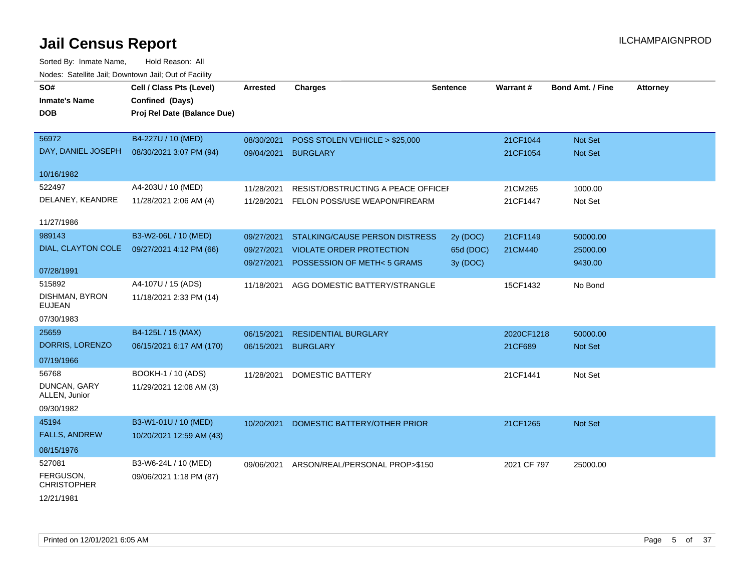# Jail Census Report

ILCHAMPAIGNPROD

Sorted By: Inmate Name, Hold Reason: All

Nodes: Satellite Jail; Downtown Jail; Out of Facility

| SO#<br>Inmate's Name<br>DOB | Cell / Class Pts (Level)<br>Confined (Days)<br>Proj Rel Date (Balance Due) | Arrested | Charges | Sentence | Warrant # | Bond Amt. / Fine | Attorney |
|---|---|---|---|---|---|---|---|
| 56972<br>DAY, DANIEL JOSEPH<br>10/16/1982 | B4-227U / 10 (MED)<br>08/30/2021 3:07 PM (94) | 08/30/2021<br>09/04/2021 | POSS STOLEN VEHICLE > $25,000<br>BURGLARY | | 21CF1044<br>21CF1054 | Not Set<br>Not Set | |
| 522497<br>DELANEY, KEANDRE<br>11/27/1986 | A4-203U / 10 (MED)<br>11/28/2021 2:06 AM (4) | 11/28/2021<br>11/28/2021 | RESIST/OBSTRUCTING A PEACE OFFICEI<br>FELON POSS/USE WEAPON/FIREARM | | 21CM265<br>21CF1447 | 1000.00<br>Not Set | |
| 989143<br>DIAL, CLAYTON COLE<br>07/28/1991 | B3-W2-06L / 10 (MED)<br>09/27/2021 4:12 PM (66) | 09/27/2021<br>09/27/2021<br>09/27/2021 | STALKING/CAUSE PERSON DISTRESS<br>VIOLATE ORDER PROTECTION<br>POSSESSION OF METH< 5 GRAMS | 2y (DOC)<br>65d (DOC)<br>3y (DOC) | 21CF1149<br>21CM440 | 50000.00<br>25000.00<br>9430.00 | |
| 515892<br>DISHMAN, BYRON EUJEAN<br>07/30/1983 | A4-107U / 15 (ADS)<br>11/18/2021 2:33 PM (14) | 11/18/2021 | AGG DOMESTIC BATTERY/STRANGLE | | 15CF1432 | No Bond | |
| 25659<br>DORRIS, LORENZO<br>07/19/1966 | B4-125L / 15 (MAX)<br>06/15/2021 6:17 AM (170) | 06/15/2021<br>06/15/2021 | RESIDENTIAL BURGLARY<br>BURGLARY | | 2020CF1218<br>21CF689 | 50000.00<br>Not Set | |
| 56768<br>DUNCAN, GARY ALLEN, Junior<br>09/30/1982 | BOOKH-1 / 10 (ADS)<br>11/29/2021 12:08 AM (3) | 11/28/2021 | DOMESTIC BATTERY | | 21CF1441 | Not Set | |
| 45194<br>FALLS, ANDREW<br>08/15/1976 | B3-W1-01U / 10 (MED)<br>10/20/2021 12:59 AM (43) | 10/20/2021 | DOMESTIC BATTERY/OTHER PRIOR | | 21CF1265 | Not Set | |
| 527081<br>FERGUSON, CHRISTOPHER<br>12/21/1981 | B3-W6-24L / 10 (MED)<br>09/06/2021 1:18 PM (87) | 09/06/2021 | ARSON/REAL/PERSONAL PROP>$150 | | 2021 CF 797 | 25000.00 | |

Printed on 12/01/2021 6:05 AM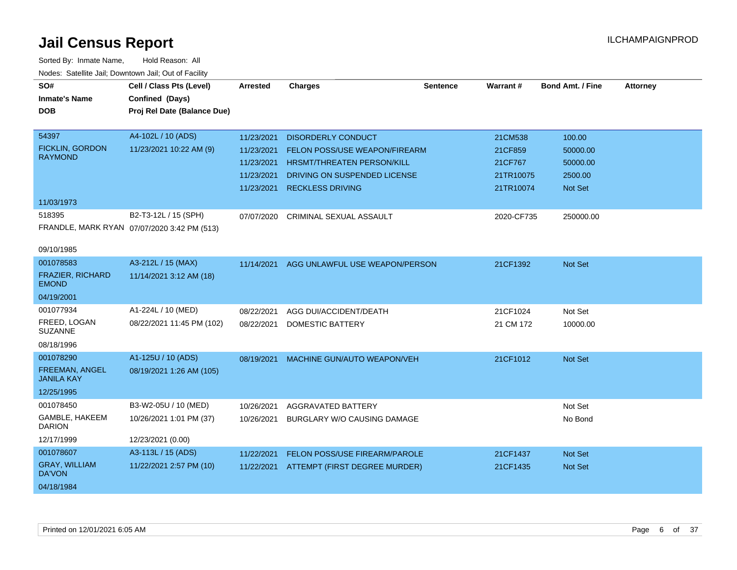# Jail Census Report

ILCHAMPAIGNPROD

Sorted By: Inmate Name, Hold Reason: All

Nodes: Satellite Jail; Downtown Jail; Out of Facility

| SO# / Inmate's Name / DOB | Cell / Class Pts (Level) / Confined (Days) / Proj Rel Date (Balance Due) | Arrested | Charges | Sentence | Warrant # | Bond Amt. / Fine | Attorney |
|---|---|---|---|---|---|---|---|
| 54397 | A4-102L / 10 (ADS) | 11/23/2021 | DISORDERLY CONDUCT | | 21CM538 | 100.00 | |
| FICKLIN, GORDON RAYMOND | 11/23/2021 10:22 AM (9) | 11/23/2021 | FELON POSS/USE WEAPON/FIREARM | | 21CF859 | 50000.00 | |
| | | 11/23/2021 | HRSMT/THREATEN PERSON/KILL | | 21CF767 | 50000.00 | |
| | | 11/23/2021 | DRIVING ON SUSPENDED LICENSE | | 21TR10075 | 2500.00 | |
| | | 11/23/2021 | RECKLESS DRIVING | | 21TR10074 | Not Set | |
| 11/03/1973 | | | | | | | |
| 518395 | B2-T3-12L / 15 (SPH) | 07/07/2020 | CRIMINAL SEXUAL ASSAULT | | 2020-CF735 | 250000.00 | |
| FRANDLE, MARK RYAN | 07/07/2020 3:42 PM (513) | | | | | | |
| 09/10/1985 | | | | | | | |
| 001078583 | A3-212L / 15 (MAX) | 11/14/2021 | AGG UNLAWFUL USE WEAPON/PERSON | | 21CF1392 | Not Set | |
| FRAZIER, RICHARD EMOND | 11/14/2021 3:12 AM (18) | | | | | | |
| 04/19/2001 | | | | | | | |
| 001077934 | A1-224L / 10 (MED) | 08/22/2021 | AGG DUI/ACCIDENT/DEATH | | 21CF1024 | Not Set | |
| FREED, LOGAN SUZANNE | 08/22/2021 11:45 PM (102) | 08/22/2021 | DOMESTIC BATTERY | | 21 CM 172 | 10000.00 | |
| 08/18/1996 | | | | | | | |
| 001078290 | A1-125U / 10 (ADS) | 08/19/2021 | MACHINE GUN/AUTO WEAPON/VEH | | 21CF1012 | Not Set | |
| FREEMAN, ANGEL JANILA KAY | 08/19/2021 1:26 AM (105) | | | | | | |
| 12/25/1995 | | | | | | | |
| 001078450 | B3-W2-05U / 10 (MED) | 10/26/2021 | AGGRAVATED BATTERY | | | Not Set | |
| GAMBLE, HAKEEM DARION | 10/26/2021 1:01 PM (37) | 10/26/2021 | BURGLARY W/O CAUSING DAMAGE | | | No Bond | |
| 12/17/1999 | 12/23/2021 (0.00) | | | | | | |
| 001078607 | A3-113L / 15 (ADS) | 11/22/2021 | FELON POSS/USE FIREARM/PAROLE | | 21CF1437 | Not Set | |
| GRAY, WILLIAM DA'VON | 11/22/2021 2:57 PM (10) | 11/22/2021 | ATTEMPT (FIRST DEGREE MURDER) | | 21CF1435 | Not Set | |
| 04/18/1984 | | | | | | | |

Printed on 12/01/2021 6:05 AM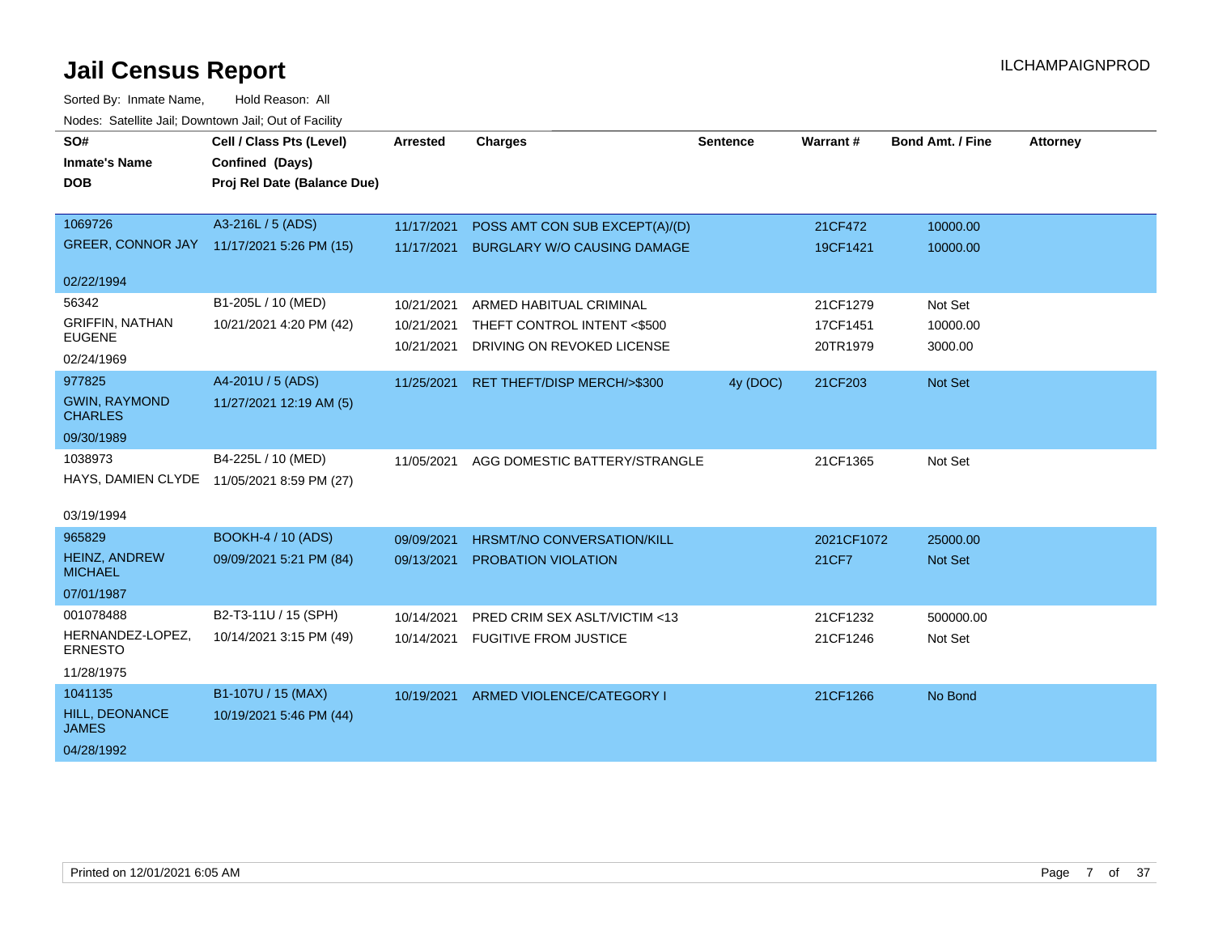# Jail Census Report

ILCHAMPAIGNPROD

Sorted By: Inmate Name, Hold Reason: All

Nodes: Satellite Jail; Downtown Jail; Out of Facility

| SO# / Inmate's Name / DOB | Cell / Class Pts (Level) / Confined (Days) / Proj Rel Date (Balance Due) | Arrested | Charges | Sentence | Warrant # | Bond Amt. / Fine | Attorney |
|---|---|---|---|---|---|---|---|
| 1069726<br>GREER, CONNOR JAY<br>02/22/1994 | A3-216L / 5 (ADS)<br>11/17/2021 5:26 PM (15) | 11/17/2021 | POSS AMT CON SUB EXCEPT(A)/(D) | | 21CF472 | 10000.00 | |
| | | 11/17/2021 | BURGLARY W/O CAUSING DAMAGE | | 19CF1421 | 10000.00 | |
| 56342<br>GRIFFIN, NATHAN EUGENE<br>02/24/1969 | B1-205L / 10 (MED)<br>10/21/2021 4:20 PM (42) | 10/21/2021 | ARMED HABITUAL CRIMINAL | | 21CF1279 | Not Set | |
| | | 10/21/2021 | THEFT CONTROL INTENT <$500 | | 17CF1451 | 10000.00 | |
| | | 10/21/2021 | DRIVING ON REVOKED LICENSE | | 20TR1979 | 3000.00 | |
| 977825<br>GWIN, RAYMOND CHARLES<br>09/30/1989 | A4-201U / 5 (ADS)<br>11/27/2021 12:19 AM (5) | 11/25/2021 | RET THEFT/DISP MERCH/>$300 | 4y (DOC) | 21CF203 | Not Set | |
| 1038973<br>HAYS, DAMIEN CLYDE<br>03/19/1994 | B4-225L / 10 (MED)<br>11/05/2021 8:59 PM (27) | 11/05/2021 | AGG DOMESTIC BATTERY/STRANGLE | | 21CF1365 | Not Set | |
| 965829<br>HEINZ, ANDREW MICHAEL<br>07/01/1987 | BOOKH-4 / 10 (ADS)<br>09/09/2021 5:21 PM (84) | 09/09/2021 | HRSMT/NO CONVERSATION/KILL | | 2021CF1072 | 25000.00 | |
| | | 09/13/2021 | PROBATION VIOLATION | | 21CF7 | Not Set | |
| 001078488<br>HERNANDEZ-LOPEZ, ERNESTO<br>11/28/1975 | B2-T3-11U / 15 (SPH)<br>10/14/2021 3:15 PM (49) | 10/14/2021 | PRED CRIM SEX ASLT/VICTIM <13 | | 21CF1232 | 500000.00 | |
| | | 10/14/2021 | FUGITIVE FROM JUSTICE | | 21CF1246 | Not Set | |
| 1041135<br>HILL, DEONANCE JAMES<br>04/28/1992 | B1-107U / 15 (MAX)<br>10/19/2021 5:46 PM (44) | 10/19/2021 | ARMED VIOLENCE/CATEGORY I | | 21CF1266 | No Bond | |

Printed on 12/01/2021 6:05 AM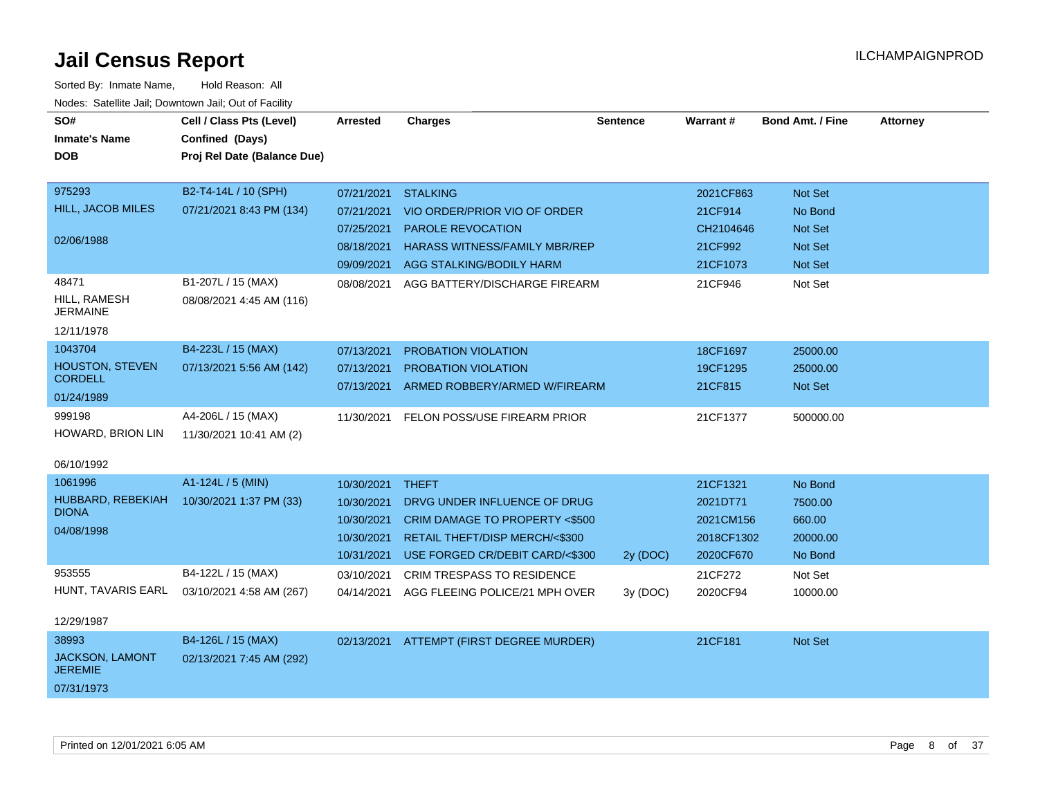# Jail Census Report

ILCHAMPAIGNPROD

Sorted By: Inmate Name, Hold Reason: All

Nodes: Satellite Jail; Downtown Jail; Out of Facility

| SO# / Inmate's Name / DOB | Cell / Class Pts (Level) / Confined (Days) / Proj Rel Date (Balance Due) | Arrested | Charges | Sentence | Warrant # | Bond Amt. / Fine | Attorney |
|---|---|---|---|---|---|---|---|
| 975293<br>HILL, JACOB MILES<br>02/06/1988 | B2-T4-14L / 10 (SPH)<br>07/21/2021 8:43 PM (134) | 07/21/2021 | STALKING | | 2021CF863 | Not Set | |
| | | 07/21/2021 | VIO ORDER/PRIOR VIO OF ORDER | | 21CF914 | No Bond | |
| | | 07/25/2021 | PAROLE REVOCATION | | CH2104646 | Not Set | |
| | | 08/18/2021 | HARASS WITNESS/FAMILY MBR/REP | | 21CF992 | Not Set | |
| | | 09/09/2021 | AGG STALKING/BODILY HARM | | 21CF1073 | Not Set | |
| 48471<br>HILL, RAMESH JERMAINE<br>12/11/1978 | B1-207L / 15 (MAX)<br>08/08/2021 4:45 AM (116) | 08/08/2021 | AGG BATTERY/DISCHARGE FIREARM | | 21CF946 | Not Set | |
| 1043704<br>HOUSTON, STEVEN CORDELL<br>01/24/1989 | B4-223L / 15 (MAX)<br>07/13/2021 5:56 AM (142) | 07/13/2021 | PROBATION VIOLATION | | 18CF1697 | 25000.00 | |
| | | 07/13/2021 | PROBATION VIOLATION | | 19CF1295 | 25000.00 | |
| | | 07/13/2021 | ARMED ROBBERY/ARMED W/FIREARM | | 21CF815 | Not Set | |
| 999198<br>HOWARD, BRION LIN<br>06/10/1992 | A4-206L / 15 (MAX)<br>11/30/2021 10:41 AM (2) | 11/30/2021 | FELON POSS/USE FIREARM PRIOR | | 21CF1377 | 500000.00 | |
| 1061996<br>HUBBARD, REBEKIAH DIONA<br>04/08/1998 | A1-124L / 5 (MIN)<br>10/30/2021 1:37 PM (33) | 10/30/2021 | THEFT | | 21CF1321 | No Bond | |
| | | 10/30/2021 | DRVG UNDER INFLUENCE OF DRUG | | 2021DT71 | 7500.00 | |
| | | 10/30/2021 | CRIM DAMAGE TO PROPERTY <$500 | | 2021CM156 | 660.00 | |
| | | 10/30/2021 | RETAIL THEFT/DISP MERCH/<$300 | | 2018CF1302 | 20000.00 | |
| | | 10/31/2021 | USE FORGED CR/DEBIT CARD/<$300 | 2y (DOC) | 2020CF670 | No Bond | |
| 953555<br>HUNT, TAVARIS EARL<br>12/29/1987 | B4-122L / 15 (MAX)<br>03/10/2021 4:58 AM (267) | 03/10/2021 | CRIM TRESPASS TO RESIDENCE | | 21CF272 | Not Set | |
| | | 04/14/2021 | AGG FLEEING POLICE/21 MPH OVER | 3y (DOC) | 2020CF94 | 10000.00 | |
| 38993<br>JACKSON, LAMONT JEREMIE<br>07/31/1973 | B4-126L / 15 (MAX)<br>02/13/2021 7:45 AM (292) | 02/13/2021 | ATTEMPT (FIRST DEGREE MURDER) | | 21CF181 | Not Set | |

Printed on 12/01/2021 6:05 AM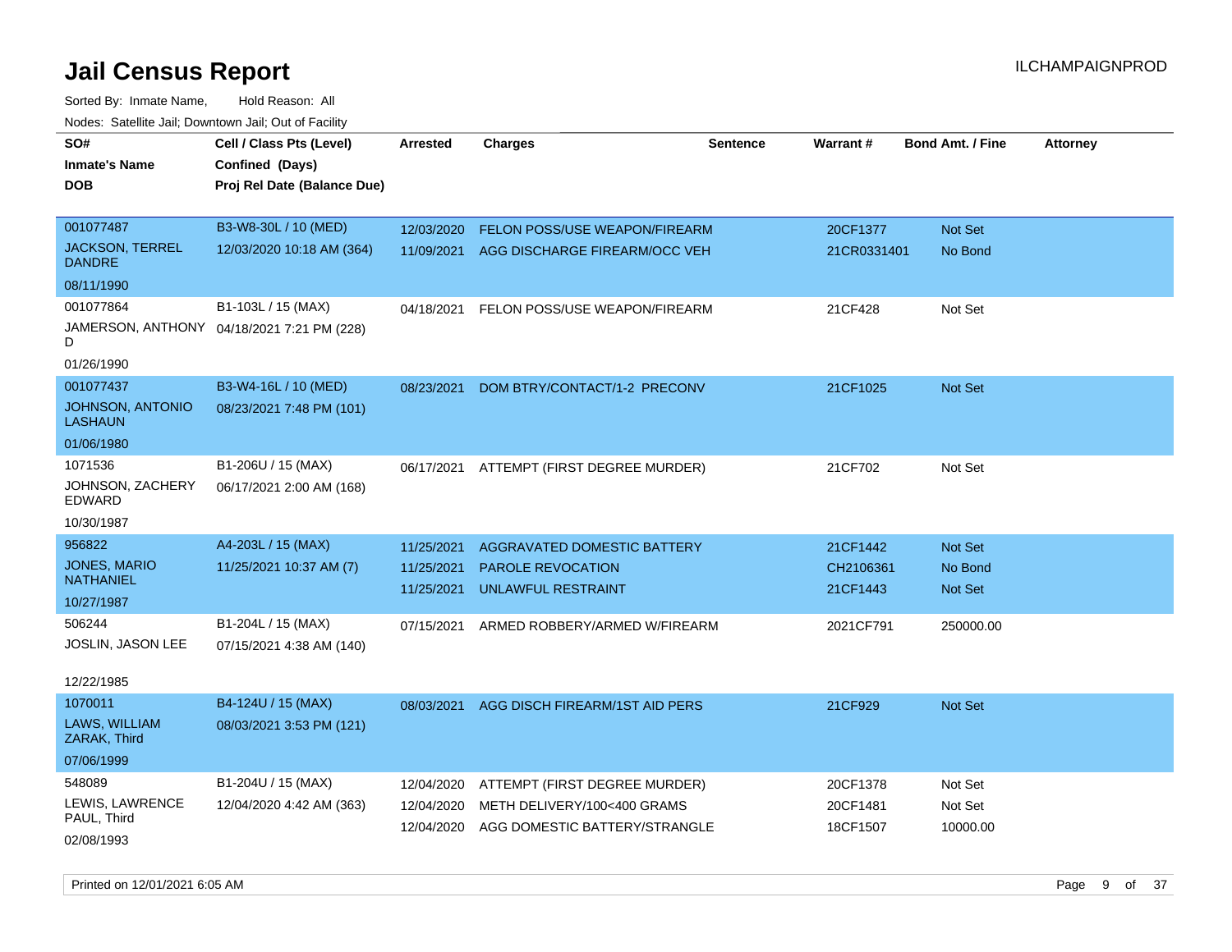# Jail Census Report

ILCHAMPAIGNPROD

Sorted By: Inmate Name, Hold Reason: All

Nodes: Satellite Jail; Downtown Jail; Out of Facility

| SO# / Inmate's Name / DOB | Cell / Class Pts (Level) / Confined (Days) / Proj Rel Date (Balance Due) | Arrested | Charges | Sentence | Warrant # | Bond Amt. / Fine | Attorney |
|---|---|---|---|---|---|---|---|
| 001077487 JACKSON, TERREL DANDRE 08/11/1990 | B3-W8-30L / 10 (MED) 12/03/2020 10:18 AM (364) | 12/03/2020 | FELON POSS/USE WEAPON/FIREARM | | 20CF1377 | Not Set | |
| | | 11/09/2021 | AGG DISCHARGE FIREARM/OCC VEH | | 21CR0331401 | No Bond | |
| 001077864 JAMERSON, ANTHONY D 01/26/1990 | B1-103L / 15 (MAX) 04/18/2021 7:21 PM (228) | 04/18/2021 | FELON POSS/USE WEAPON/FIREARM | | 21CF428 | Not Set | |
| 001077437 JOHNSON, ANTONIO LASHAUN 01/06/1980 | B3-W4-16L / 10 (MED) 08/23/2021 7:48 PM (101) | 08/23/2021 | DOM BTRY/CONTACT/1-2 PRECONV | | 21CF1025 | Not Set | |
| 1071536 JOHNSON, ZACHERY EDWARD 10/30/1987 | B1-206U / 15 (MAX) 06/17/2021 2:00 AM (168) | 06/17/2021 | ATTEMPT (FIRST DEGREE MURDER) | | 21CF702 | Not Set | |
| 956822 JONES, MARIO NATHANIEL 10/27/1987 | A4-203L / 15 (MAX) 11/25/2021 10:37 AM (7) | 11/25/2021 | AGGRAVATED DOMESTIC BATTERY | | 21CF1442 | Not Set | |
| | | 11/25/2021 | PAROLE REVOCATION | | CH2106361 | No Bond | |
| | | 11/25/2021 | UNLAWFUL RESTRAINT | | 21CF1443 | Not Set | |
| 506244 JOSLIN, JASON LEE 12/22/1985 | B1-204L / 15 (MAX) 07/15/2021 4:38 AM (140) | 07/15/2021 | ARMED ROBBERY/ARMED W/FIREARM | | 2021CF791 | 250000.00 | |
| 1070011 LAWS, WILLIAM ZARAK, Third 07/06/1999 | B4-124U / 15 (MAX) 08/03/2021 3:53 PM (121) | 08/03/2021 | AGG DISCH FIREARM/1ST AID PERS | | 21CF929 | Not Set | |
| 548089 LEWIS, LAWRENCE PAUL, Third 02/08/1993 | B1-204U / 15 (MAX) 12/04/2020 4:42 AM (363) | 12/04/2020 | ATTEMPT (FIRST DEGREE MURDER) | | 20CF1378 | Not Set | |
| | | 12/04/2020 | METH DELIVERY/100<400 GRAMS | | 20CF1481 | Not Set | |
| | | 12/04/2020 | AGG DOMESTIC BATTERY/STRANGLE | | 18CF1507 | 10000.00 | |

Printed on 12/01/2021 6:05 AM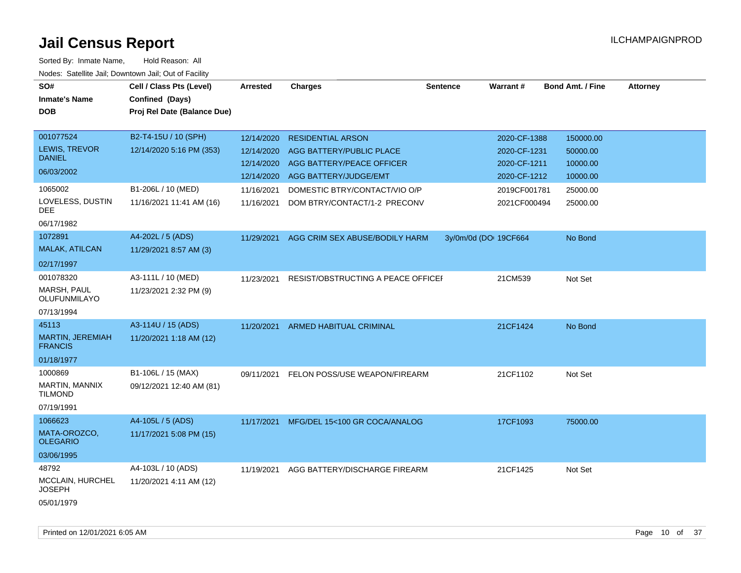# Jail Census Report

ILCHAMPAIGNPROD

Sorted By: Inmate Name, Hold Reason: All

Nodes: Satellite Jail; Downtown Jail; Out of Facility

| SO# / Inmate's Name / DOB | Cell / Class Pts (Level) / Confined (Days) / Proj Rel Date (Balance Due) | Arrested | Charges | Sentence | Warrant # | Bond Amt. / Fine | Attorney |
|---|---|---|---|---|---|---|---|
| 001077524<br>LEWIS, TREVOR DANIEL<br>06/03/2002 | B2-T4-15U / 10 (SPH)<br>12/14/2020 5:16 PM (353) | 12/14/2020 | RESIDENTIAL ARSON | | 2020-CF-1388 | 150000.00 | |
| | | 12/14/2020 | AGG BATTERY/PUBLIC PLACE | | 2020-CF-1231 | 50000.00 | |
| | | 12/14/2020 | AGG BATTERY/PEACE OFFICER | | 2020-CF-1211 | 10000.00 | |
| | | 12/14/2020 | AGG BATTERY/JUDGE/EMT | | 2020-CF-1212 | 10000.00 | |
| 1065002<br>LOVELESS, DUSTIN DEE<br>06/17/1982 | B1-206L / 10 (MED)<br>11/16/2021 11:41 AM (16) | 11/16/2021 | DOMESTIC BTRY/CONTACT/VIO O/P | | 2019CF001781 | 25000.00 | |
| | | 11/16/2021 | DOM BTRY/CONTACT/1-2 PRECONV | | 2021CF000494 | 25000.00 | |
| 1072891<br>MALAK, ATILCAN<br>02/17/1997 | A4-202L / 5 (ADS)<br>11/29/2021 8:57 AM (3) | 11/29/2021 | AGG CRIM SEX ABUSE/BODILY HARM | 3y/0m/0d (DO | 19CF664 | No Bond | |
| 001078320<br>MARSH, PAUL OLUFUNMILAYO<br>07/13/1994 | A3-111L / 10 (MED)<br>11/23/2021 2:32 PM (9) | 11/23/2021 | RESIST/OBSTRUCTING A PEACE OFFICEI | | 21CM539 | Not Set | |
| 45113<br>MARTIN, JEREMIAH FRANCIS<br>01/18/1977 | A3-114U / 15 (ADS)<br>11/20/2021 1:18 AM (12) | 11/20/2021 | ARMED HABITUAL CRIMINAL | | 21CF1424 | No Bond | |
| 1000869<br>MARTIN, MANNIX TILMOND<br>07/19/1991 | B1-106L / 15 (MAX)<br>09/12/2021 12:40 AM (81) | 09/11/2021 | FELON POSS/USE WEAPON/FIREARM | | 21CF1102 | Not Set | |
| 1066623<br>MATA-OROZCO, OLEGARIO<br>03/06/1995 | A4-105L / 5 (ADS)<br>11/17/2021 5:08 PM (15) | 11/17/2021 | MFG/DEL 15<100 GR COCA/ANALOG | | 17CF1093 | 75000.00 | |
| 48792<br>MCCLAIN, HURCHEL JOSEPH<br>05/01/1979 | A4-103L / 10 (ADS)<br>11/20/2021 4:11 AM (12) | 11/19/2021 | AGG BATTERY/DISCHARGE FIREARM | | 21CF1425 | Not Set | |

Printed on 12/01/2021 6:05 AM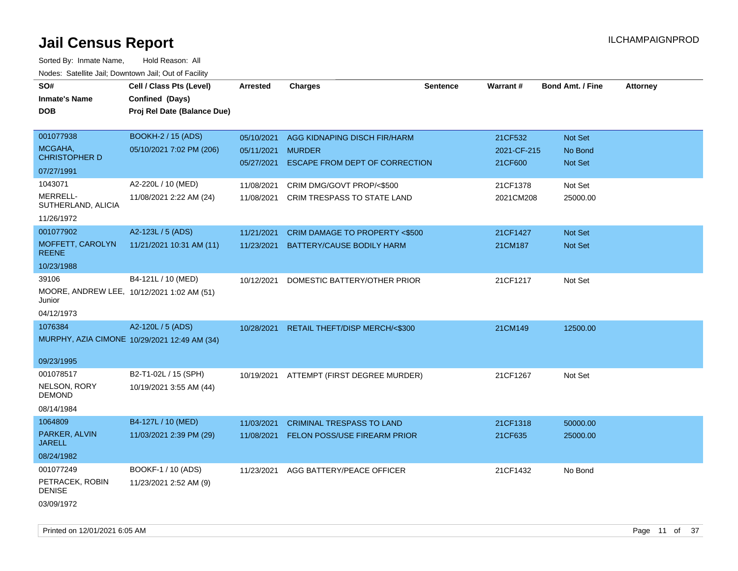# Jail Census Report

ILCHAMPAIGNPROD

Sorted By: Inmate Name, Hold Reason: All

Nodes: Satellite Jail; Downtown Jail; Out of Facility

| SO# / Inmate's Name / DOB | Cell / Class Pts (Level) / Confined (Days) / Proj Rel Date (Balance Due) | Arrested | Charges | Sentence | Warrant # | Bond Amt. / Fine | Attorney |
|---|---|---|---|---|---|---|---|
| 001077938 MCGAHA, CHRISTOPHER D 07/27/1991 | BOOKH-2 / 15 (ADS) 05/10/2021 7:02 PM (206) | 05/10/2021 | AGG KIDNAPING DISCH FIR/HARM | | 21CF532 | Not Set | |
| | | 05/11/2021 | MURDER | | 2021-CF-215 | No Bond | |
| | | 05/27/2021 | ESCAPE FROM DEPT OF CORRECTION | | 21CF600 | Not Set | |
| 1043071 MERRELL-SUTHERLAND, ALICIA 11/26/1972 | A2-220L / 10 (MED) 11/08/2021 2:22 AM (24) | 11/08/2021 | CRIM DMG/GOVT PROP/<$500 | | 21CF1378 | Not Set | |
| | | 11/08/2021 | CRIM TRESPASS TO STATE LAND | | 2021CM208 | 25000.00 | |
| 001077902 MOFFETT, CAROLYN REENE 10/23/1988 | A2-123L / 5 (ADS) 11/21/2021 10:31 AM (11) | 11/21/2021 | CRIM DAMAGE TO PROPERTY <$500 | | 21CF1427 | Not Set | |
| | | 11/23/2021 | BATTERY/CAUSE BODILY HARM | | 21CM187 | Not Set | |
| 39106 MOORE, ANDREW LEE, Junior 04/12/1973 | B4-121L / 10 (MED) 10/12/2021 1:02 AM (51) | 10/12/2021 | DOMESTIC BATTERY/OTHER PRIOR | | 21CF1217 | Not Set | |
| 1076384 MURPHY, AZIA CIMONE 09/23/1995 | A2-120L / 5 (ADS) 10/29/2021 12:49 AM (34) | 10/28/2021 | RETAIL THEFT/DISP MERCH/<$300 | | 21CM149 | 12500.00 | |
| 001078517 NELSON, RORY DEMOND 08/14/1984 | B2-T1-02L / 15 (SPH) 10/19/2021 3:55 AM (44) | 10/19/2021 | ATTEMPT (FIRST DEGREE MURDER) | | 21CF1267 | Not Set | |
| 1064809 PARKER, ALVIN JARELL 08/24/1982 | B4-127L / 10 (MED) 11/03/2021 2:39 PM (29) | 11/03/2021 | CRIMINAL TRESPASS TO LAND | | 21CF1318 | 50000.00 | |
| | | 11/08/2021 | FELON POSS/USE FIREARM PRIOR | | 21CF635 | 25000.00 | |
| 001077249 PETRACEK, ROBIN DENISE 03/09/1972 | BOOKF-1 / 10 (ADS) 11/23/2021 2:52 AM (9) | 11/23/2021 | AGG BATTERY/PEACE OFFICER | | 21CF1432 | No Bond | |

Printed on 12/01/2021 6:05 AM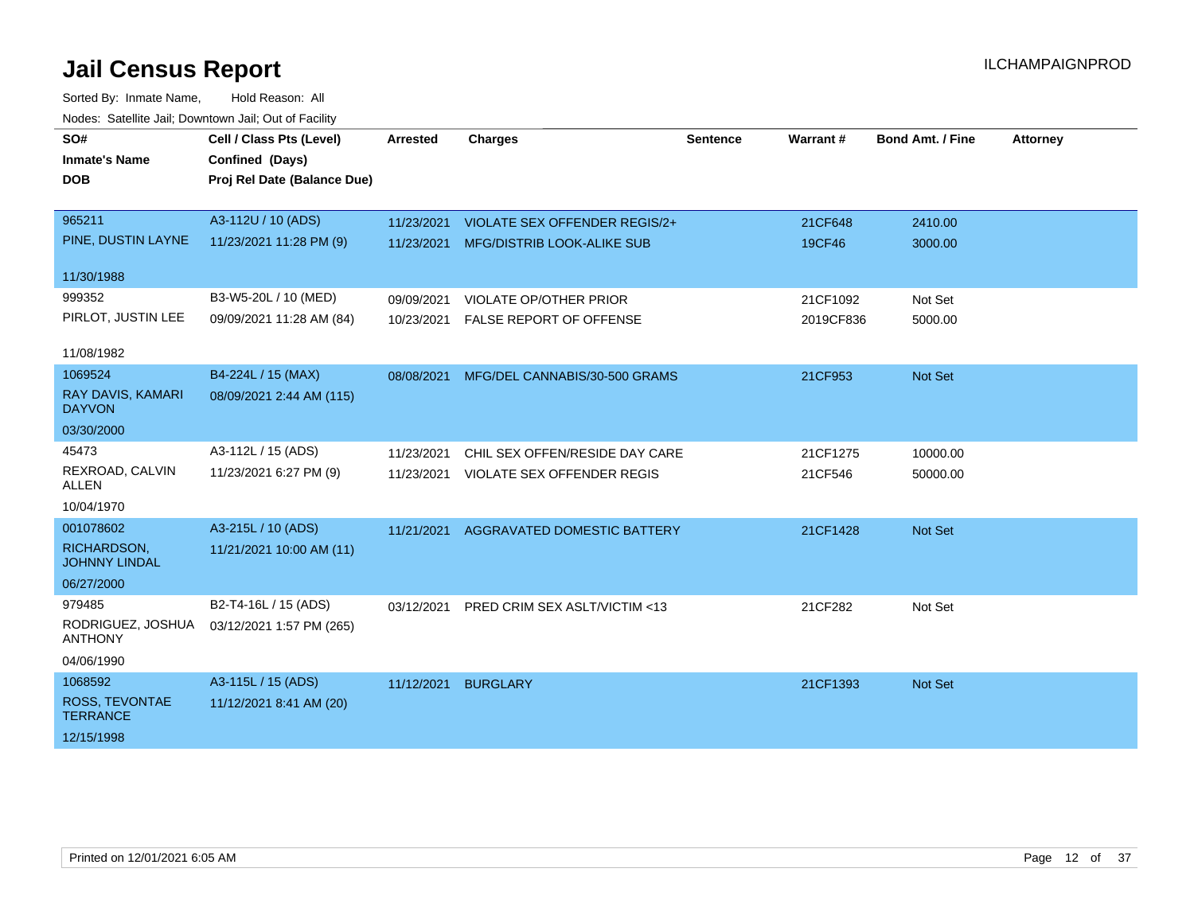# Jail Census Report

ILCHAMPAIGNPROD

Sorted By: Inmate Name, Hold Reason: All

Nodes: Satellite Jail; Downtown Jail; Out of Facility

| SO# / Inmate's Name / DOB | Cell / Class Pts (Level) / Confined (Days) / Proj Rel Date (Balance Due) | Arrested | Charges | Sentence | Warrant # | Bond Amt. / Fine | Attorney |
|---|---|---|---|---|---|---|---|
| 965211<br>PINE, DUSTIN LAYNE<br>11/30/1988 | A3-112U / 10 (ADS)<br>11/23/2021 11:28 PM (9) | 11/23/2021<br>11/23/2021 | VIOLATE SEX OFFENDER REGIS/2+<br>MFG/DISTRIB LOOK-ALIKE SUB | | 21CF648<br>19CF46 | 2410.00<br>3000.00 | |
| 999352<br>PIRLOT, JUSTIN LEE<br>11/08/1982 | B3-W5-20L / 10 (MED)<br>09/09/2021 11:28 AM (84) | 09/09/2021<br>10/23/2021 | VIOLATE OP/OTHER PRIOR<br>FALSE REPORT OF OFFENSE | | 21CF1092<br>2019CF836 | Not Set<br>5000.00 | |
| 1069524<br>RAY DAVIS, KAMARI DAYVON<br>03/30/2000 | B4-224L / 15 (MAX)<br>08/09/2021 2:44 AM (115) | 08/08/2021 | MFG/DEL CANNABIS/30-500 GRAMS | | 21CF953 | Not Set | |
| 45473<br>REXROAD, CALVIN ALLEN<br>10/04/1970 | A3-112L / 15 (ADS)<br>11/23/2021 6:27 PM (9) | 11/23/2021<br>11/23/2021 | CHIL SEX OFFEN/RESIDE DAY CARE<br>VIOLATE SEX OFFENDER REGIS | | 21CF1275<br>21CF546 | 10000.00<br>50000.00 | |
| 001078602<br>RICHARDSON, JOHNNY LINDAL<br>06/27/2000 | A3-215L / 10 (ADS)<br>11/21/2021 10:00 AM (11) | 11/21/2021 | AGGRAVATED DOMESTIC BATTERY | | 21CF1428 | Not Set | |
| 979485<br>RODRIGUEZ, JOSHUA ANTHONY<br>04/06/1990 | B2-T4-16L / 15 (ADS)<br>03/12/2021 1:57 PM (265) | 03/12/2021 | PRED CRIM SEX ASLT/VICTIM <13 | | 21CF282 | Not Set | |
| 1068592<br>ROSS, TEVONTAE TERRANCE<br>12/15/1998 | A3-115L / 15 (ADS)<br>11/12/2021 8:41 AM (20) | 11/12/2021 | BURGLARY | | 21CF1393 | Not Set | |

Printed on 12/01/2021 6:05 AM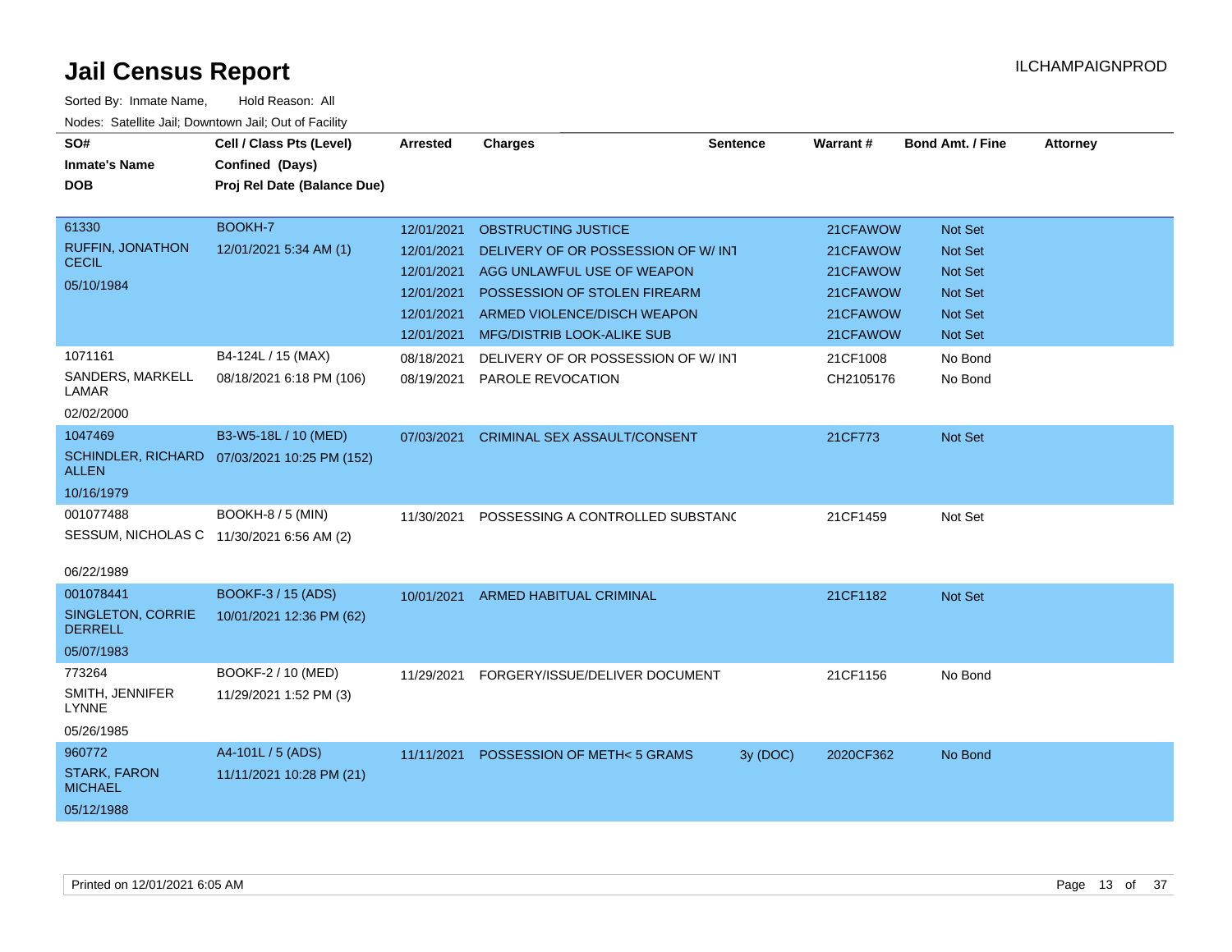# Jail Census Report

ILCHAMPAIGNPROD

Sorted By: Inmate Name, Hold Reason: All

Nodes: Satellite Jail; Downtown Jail; Out of Facility

| SO# / Inmate's Name / DOB | Cell / Class Pts (Level) / Confined (Days) / Proj Rel Date (Balance Due) | Arrested | Charges | Sentence | Warrant # | Bond Amt. / Fine | Attorney |
|---|---|---|---|---|---|---|---|
| 61330<br>RUFFIN, JONATHON CECIL<br>05/10/1984 | BOOKH-7<br>12/01/2021 5:34 AM (1) | 12/01/2021 | OBSTRUCTING JUSTICE | | 21CFAWOW | Not Set | |
| | | 12/01/2021 | DELIVERY OF OR POSSESSION OF W/ INT | | 21CFAWOW | Not Set | |
| | | 12/01/2021 | AGG UNLAWFUL USE OF WEAPON | | 21CFAWOW | Not Set | |
| | | 12/01/2021 | POSSESSION OF STOLEN FIREARM | | 21CFAWOW | Not Set | |
| | | 12/01/2021 | ARMED VIOLENCE/DISCH WEAPON | | 21CFAWOW | Not Set | |
| | | 12/01/2021 | MFG/DISTRIB LOOK-ALIKE SUB | | 21CFAWOW | Not Set | |
| 1071161<br>SANDERS, MARKELL LAMAR<br>02/02/2000 | B4-124L / 15 (MAX)<br>08/18/2021 6:18 PM (106) | 08/18/2021 | DELIVERY OF OR POSSESSION OF W/ INT | | 21CF1008 | No Bond | |
| | | 08/19/2021 | PAROLE REVOCATION | | CH2105176 | No Bond | |
| 1047469<br>SCHINDLER, RICHARD ALLEN<br>10/16/1979 | B3-W5-18L / 10 (MED)<br>07/03/2021 10:25 PM (152) | 07/03/2021 | CRIMINAL SEX ASSAULT/CONSENT | | 21CF773 | Not Set | |
| 001077488<br>SESSUM, NICHOLAS C<br>06/22/1989 | BOOKH-8 / 5 (MIN)<br>11/30/2021 6:56 AM (2) | 11/30/2021 | POSSESSING A CONTROLLED SUBSTANC | | 21CF1459 | Not Set | |
| 001078441<br>SINGLETON, CORRIE DERRELL<br>05/07/1983 | BOOKF-3 / 15 (ADS)<br>10/01/2021 12:36 PM (62) | 10/01/2021 | ARMED HABITUAL CRIMINAL | | 21CF1182 | Not Set | |
| 773264<br>SMITH, JENNIFER LYNNE<br>05/26/1985 | BOOKF-2 / 10 (MED)<br>11/29/2021 1:52 PM (3) | 11/29/2021 | FORGERY/ISSUE/DELIVER DOCUMENT | | 21CF1156 | No Bond | |
| 960772<br>STARK, FARON MICHAEL<br>05/12/1988 | A4-101L / 5 (ADS)<br>11/11/2021 10:28 PM (21) | 11/11/2021 | POSSESSION OF METH< 5 GRAMS | 3y (DOC) | 2020CF362 | No Bond | |

Printed on 12/01/2021 6:05 AM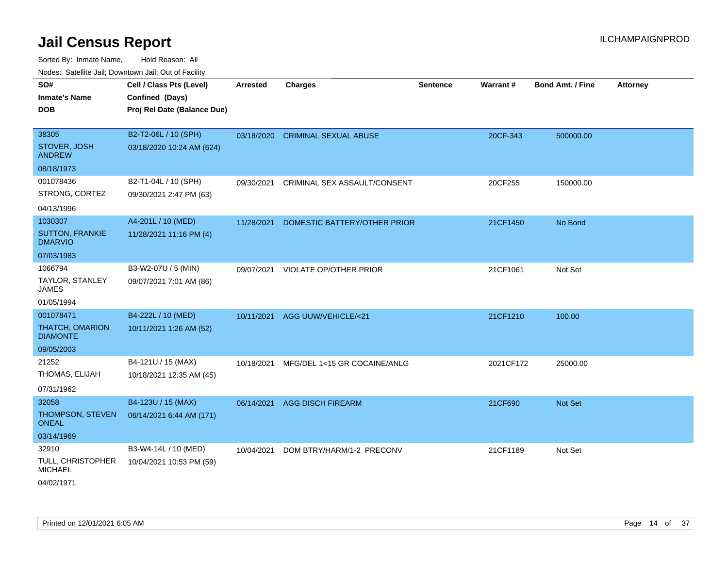# Jail Census Report

ILCHAMPAIGNPROD

Sorted By: Inmate Name, Hold Reason: All

Nodes: Satellite Jail; Downtown Jail; Out of Facility

| SO# / Inmate's Name / DOB | Cell / Class Pts (Level) / Confined (Days) / Proj Rel Date (Balance Due) | Arrested | Charges | Sentence | Warrant # | Bond Amt. / Fine | Attorney |
|---|---|---|---|---|---|---|---|
| 38305<br>STOVER, JOSH ANDREW<br>08/18/1973 | B2-T2-06L / 10 (SPH)<br>03/18/2020 10:24 AM (624) | 03/18/2020 | CRIMINAL SEXUAL ABUSE | | 20CF-343 | 500000.00 | |
| 001078436<br>STRONG, CORTEZ<br>04/13/1996 | B2-T1-04L / 10 (SPH)<br>09/30/2021 2:47 PM (63) | 09/30/2021 | CRIMINAL SEX ASSAULT/CONSENT | | 20CF255 | 150000.00 | |
| 1030307<br>SUTTON, FRANKIE DMARVIO<br>07/03/1983 | A4-201L / 10 (MED)<br>11/28/2021 11:16 PM (4) | 11/28/2021 | DOMESTIC BATTERY/OTHER PRIOR | | 21CF1450 | No Bond | |
| 1066794<br>TAYLOR, STANLEY JAMES<br>01/05/1994 | B3-W2-07U / 5 (MIN)<br>09/07/2021 7:01 AM (86) | 09/07/2021 | VIOLATE OP/OTHER PRIOR | | 21CF1061 | Not Set | |
| 001078471<br>THATCH, OMARION DIAMONTE<br>09/05/2003 | B4-222L / 10 (MED)<br>10/11/2021 1:26 AM (52) | 10/11/2021 | AGG UUW/VEHICLE/<21 | | 21CF1210 | 100.00 | |
| 21252<br>THOMAS, ELIJAH<br>07/31/1962 | B4-121U / 15 (MAX)<br>10/18/2021 12:35 AM (45) | 10/18/2021 | MFG/DEL 1<15 GR COCAINE/ANLG | | 2021CF172 | 25000.00 | |
| 32058<br>THOMPSON, STEVEN ONEAL<br>03/14/1969 | B4-123U / 15 (MAX)<br>06/14/2021 6:44 AM (171) | 06/14/2021 | AGG DISCH FIREARM | | 21CF690 | Not Set | |
| 32910<br>TULL, CHRISTOPHER MICHAEL<br>04/02/1971 | B3-W4-14L / 10 (MED)<br>10/04/2021 10:53 PM (59) | 10/04/2021 | DOM BTRY/HARM/1-2 PRECONV | | 21CF1189 | Not Set | |

Printed on 12/01/2021 6:05 AM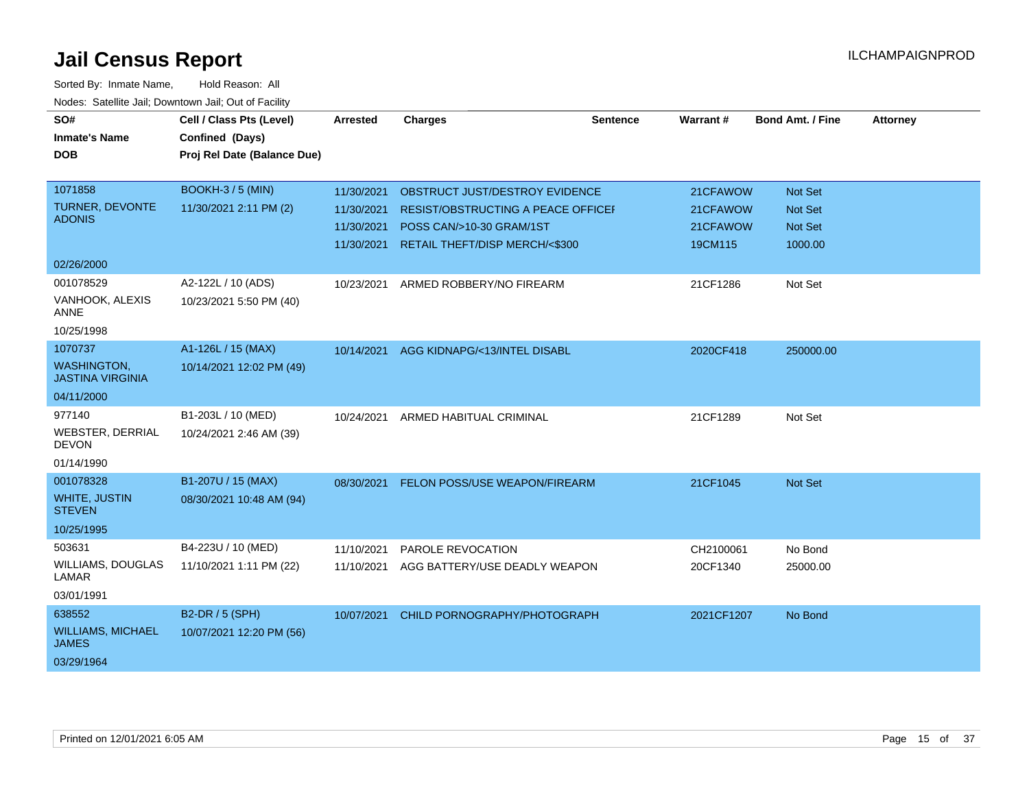# Jail Census Report

Sorted By: Inmate Name, Hold Reason: All

Nodes: Satellite Jail; Downtown Jail; Out of Facility

| SO# / Inmate's Name / DOB | Cell / Class Pts (Level) / Confined (Days) / Proj Rel Date (Balance Due) | Arrested | Charges | Sentence | Warrant # | Bond Amt. / Fine | Attorney |
|---|---|---|---|---|---|---|---|
| 1071858<br>TURNER, DEVONTE ADONIS<br>02/26/2000 | BOOKH-3 / 5 (MIN)<br>11/30/2021 2:11 PM (2) | 11/30/2021 | OBSTRUCT JUST/DESTROY EVIDENCE | | 21CFAWOW | Not Set | |
| | | 11/30/2021 | RESIST/OBSTRUCTING A PEACE OFFICEI | | 21CFAWOW | Not Set | |
| | | 11/30/2021 | POSS CAN/>10-30 GRAM/1ST | | 21CFAWOW | Not Set | |
| | | 11/30/2021 | RETAIL THEFT/DISP MERCH/<$300 | | 19CM115 | 1000.00 | |
| 001078529<br>VANHOOK, ALEXIS ANNE<br>10/25/1998 | A2-122L / 10 (ADS)<br>10/23/2021 5:50 PM (40) | 10/23/2021 | ARMED ROBBERY/NO FIREARM | | 21CF1286 | Not Set | |
| 1070737<br>WASHINGTON, JASTINA VIRGINIA<br>04/11/2000 | A1-126L / 15 (MAX)<br>10/14/2021 12:02 PM (49) | 10/14/2021 | AGG KIDNAPG/<13/INTEL DISABL | | 2020CF418 | 250000.00 | |
| 977140<br>WEBSTER, DERRIAL DEVON<br>01/14/1990 | B1-203L / 10 (MED)<br>10/24/2021 2:46 AM (39) | 10/24/2021 | ARMED HABITUAL CRIMINAL | | 21CF1289 | Not Set | |
| 001078328<br>WHITE, JUSTIN STEVEN<br>10/25/1995 | B1-207U / 15 (MAX)<br>08/30/2021 10:48 AM (94) | 08/30/2021 | FELON POSS/USE WEAPON/FIREARM | | 21CF1045 | Not Set | |
| 503631<br>WILLIAMS, DOUGLAS LAMAR<br>03/01/1991 | B4-223U / 10 (MED)<br>11/10/2021 1:11 PM (22) | 11/10/2021 | PAROLE REVOCATION | | CH2100061 | No Bond | |
| | | 11/10/2021 | AGG BATTERY/USE DEADLY WEAPON | | 20CF1340 | 25000.00 | |
| 638552<br>WILLIAMS, MICHAEL JAMES<br>03/29/1964 | B2-DR / 5 (SPH)<br>10/07/2021 12:20 PM (56) | 10/07/2021 | CHILD PORNOGRAPHY/PHOTOGRAPH | | 2021CF1207 | No Bond | |

Printed on 12/01/2021 6:05 AM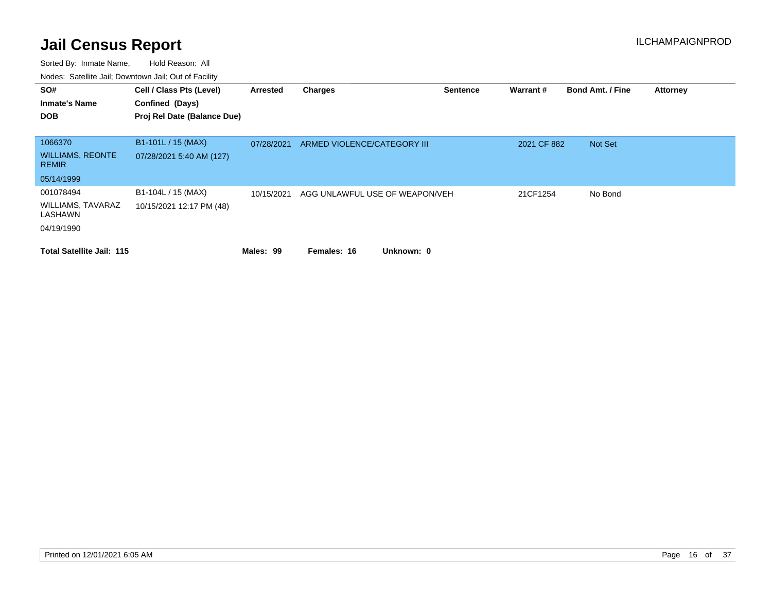# Jail Census Report

ILCHAMPAIGNPROD

Sorted By: Inmate Name, Hold Reason: All

Nodes: Satellite Jail; Downtown Jail; Out of Facility

| SO# / Inmate's Name / DOB | Cell / Class Pts (Level) / Confined (Days) / Proj Rel Date (Balance Due) | Arrested | Charges | Sentence | Warrant # | Bond Amt. / Fine | Attorney |
|---|---|---|---|---|---|---|---|
| 1066370<br>WILLIAMS, REONTE REMIR<br>05/14/1999 | B1-101L / 15 (MAX)<br>07/28/2021 5:40 AM (127) | 07/28/2021 | ARMED VIOLENCE/CATEGORY III | | 2021 CF 882 | Not Set | |
| 001078494<br>WILLIAMS, TAVARAZ LASHAWN<br>04/19/1990 | B1-104L / 15 (MAX)<br>10/15/2021 12:17 PM (48) | 10/15/2021 | AGG UNLAWFUL USE OF WEAPON/VEH | | 21CF1254 | No Bond | |

**Total Satellite Jail: 115** **Males: 99** **Females: 16** **Unknown: 0**

Printed on 12/01/2021 6:05 AM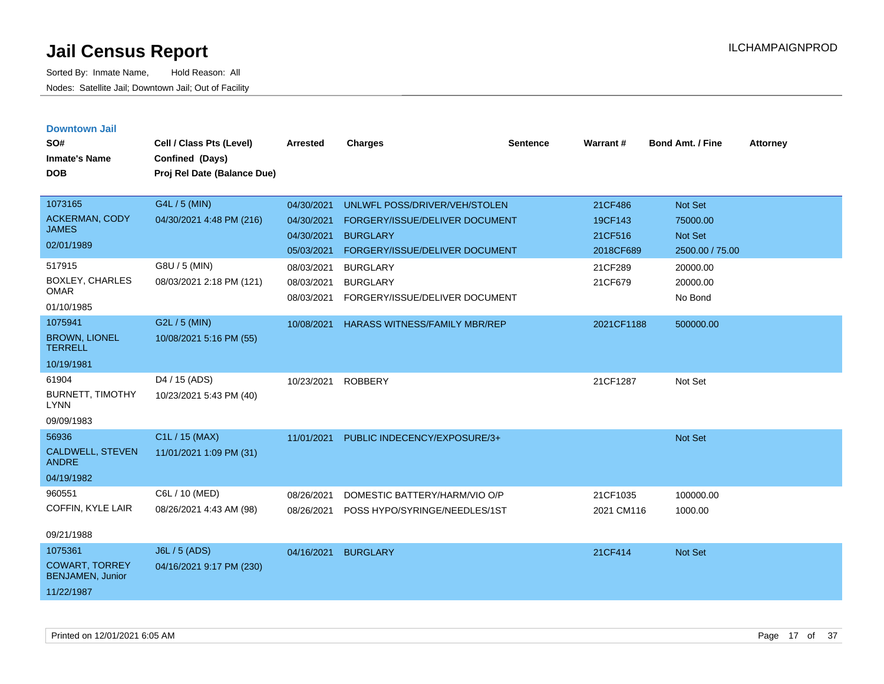# Jail Census Report

Sorted By: Inmate Name, Hold Reason: All

Nodes: Satellite Jail; Downtown Jail; Out of Facility

ILCHAMPAIGNPROD

## Downtown Jail

| SO# / Inmate's Name / DOB | Cell / Class Pts (Level) / Confined (Days) / Proj Rel Date (Balance Due) | Arrested | Charges | Sentence | Warrant # | Bond Amt. / Fine | Attorney |
|---|---|---|---|---|---|---|---|
| 1073165<br>ACKERMAN, CODY JAMES<br>02/01/1989 | G4L / 5 (MIN)<br>04/30/2021 4:48 PM (216) | 04/30/2021 | UNLWFL POSS/DRIVER/VEH/STOLEN | | 21CF486 | Not Set | |
| | | 04/30/2021 | FORGERY/ISSUE/DELIVER DOCUMENT | | 19CF143 | 75000.00 | |
| | | 04/30/2021 | BURGLARY | | 21CF516 | Not Set | |
| | | 05/03/2021 | FORGERY/ISSUE/DELIVER DOCUMENT | | 2018CF689 | 2500.00 / 75.00 | |
| 517915<br>BOXLEY, CHARLES OMAR<br>01/10/1985 | G8U / 5 (MIN)<br>08/03/2021 2:18 PM (121) | 08/03/2021 | BURGLARY | | 21CF289 | 20000.00 | |
| | | 08/03/2021 | BURGLARY | | 21CF679 | 20000.00 | |
| | | 08/03/2021 | FORGERY/ISSUE/DELIVER DOCUMENT | | | No Bond | |
| 1075941<br>BROWN, LIONEL TERRELL<br>10/19/1981 | G2L / 5 (MIN)<br>10/08/2021 5:16 PM (55) | 10/08/2021 | HARASS WITNESS/FAMILY MBR/REP | | 2021CF1188 | 500000.00 | |
| 61904<br>BURNETT, TIMOTHY LYNN<br>09/09/1983 | D4 / 15 (ADS)<br>10/23/2021 5:43 PM (40) | 10/23/2021 | ROBBERY | | 21CF1287 | Not Set | |
| 56936<br>CALDWELL, STEVEN ANDRE<br>04/19/1982 | C1L / 15 (MAX)<br>11/01/2021 1:09 PM (31) | 11/01/2021 | PUBLIC INDECENCY/EXPOSURE/3+ | | | Not Set | |
| 960551<br>COFFIN, KYLE LAIR<br>09/21/1988 | C6L / 10 (MED)<br>08/26/2021 4:43 AM (98) | 08/26/2021 | DOMESTIC BATTERY/HARM/VIO O/P | | 21CF1035 | 100000.00 | |
| | | 08/26/2021 | POSS HYPO/SYRINGE/NEEDLES/1ST | | 2021 CM116 | 1000.00 | |
| 1075361<br>COWART, TORREY BENJAMEN, Junior<br>11/22/1987 | J6L / 5 (ADS)<br>04/16/2021 9:17 PM (230) | 04/16/2021 | BURGLARY | | 21CF414 | Not Set | |

Printed on 12/01/2021 6:05 AM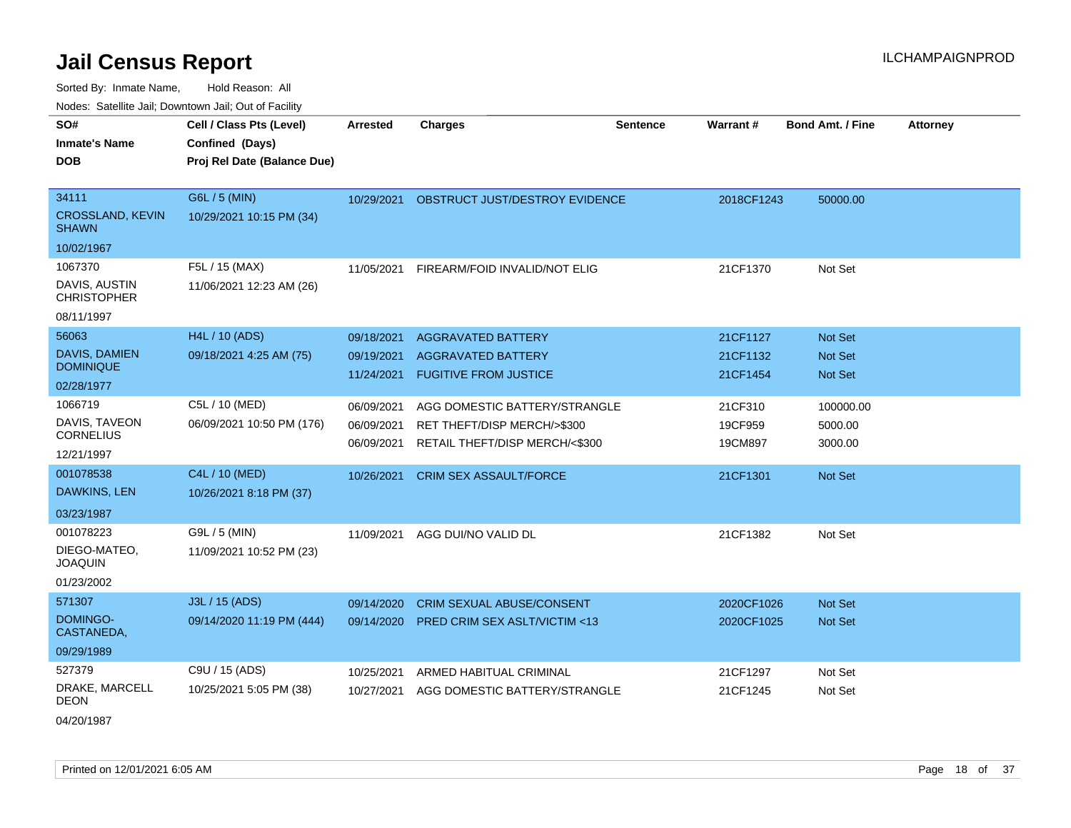# Jail Census Report

ILCHAMPAIGNPROD

Sorted By: Inmate Name, Hold Reason: All

Nodes: Satellite Jail; Downtown Jail; Out of Facility

| SO# / Inmate's Name / DOB | Cell / Class Pts (Level) / Confined (Days) / Proj Rel Date (Balance Due) | Arrested | Charges | Sentence | Warrant # | Bond Amt. / Fine | Attorney |
|---|---|---|---|---|---|---|---|
| 34111<br>CROSSLAND, KEVIN SHAWN<br>10/02/1967 | G6L / 5 (MIN)<br>10/29/2021 10:15 PM (34) | 10/29/2021 | OBSTRUCT JUST/DESTROY EVIDENCE | | 2018CF1243 | 50000.00 | |
| 1067370<br>DAVIS, AUSTIN CHRISTOPHER<br>08/11/1997 | F5L / 15 (MAX)<br>11/06/2021 12:23 AM (26) | 11/05/2021 | FIREARM/FOID INVALID/NOT ELIG | | 21CF1370 | Not Set | |
| 56063<br>DAVIS, DAMIEN DOMINIQUE<br>02/28/1977 | H4L / 10 (ADS)<br>09/18/2021 4:25 AM (75) | 09/18/2021<br>09/19/2021<br>11/24/2021 | AGGRAVATED BATTERY<br>AGGRAVATED BATTERY<br>FUGITIVE FROM JUSTICE | | 21CF1127<br>21CF1132<br>21CF1454 | Not Set<br>Not Set<br>Not Set | |
| 1066719<br>DAVIS, TAVEON CORNELIUS<br>12/21/1997 | C5L / 10 (MED)<br>06/09/2021 10:50 PM (176) | 06/09/2021<br>06/09/2021<br>06/09/2021 | AGG DOMESTIC BATTERY/STRANGLE<br>RET THEFT/DISP MERCH/>$300<br>RETAIL THEFT/DISP MERCH/<$300 | | 21CF310<br>19CF959<br>19CM897 | 100000.00<br>5000.00<br>3000.00 | |
| 001078538<br>DAWKINS, LEN<br>03/23/1987 | C4L / 10 (MED)<br>10/26/2021 8:18 PM (37) | 10/26/2021 | CRIM SEX ASSAULT/FORCE | | 21CF1301 | Not Set | |
| 001078223<br>DIEGO-MATEO, JOAQUIN<br>01/23/2002 | G9L / 5 (MIN)<br>11/09/2021 10:52 PM (23) | 11/09/2021 | AGG DUI/NO VALID DL | | 21CF1382 | Not Set | |
| 571307<br>DOMINGO-CASTANEDA,<br>09/29/1989 | J3L / 15 (ADS)<br>09/14/2020 11:19 PM (444) | 09/14/2020<br>09/14/2020 | CRIM SEXUAL ABUSE/CONSENT<br>PRED CRIM SEX ASLT/VICTIM <13 | | 2020CF1026<br>2020CF1025 | Not Set<br>Not Set | |
| 527379<br>DRAKE, MARCELL DEON<br>04/20/1987 | C9U / 15 (ADS)<br>10/25/2021 5:05 PM (38) | 10/25/2021<br>10/27/2021 | ARMED HABITUAL CRIMINAL<br>AGG DOMESTIC BATTERY/STRANGLE | | 21CF1297<br>21CF1245 | Not Set<br>Not Set | |

Printed on 12/01/2021 6:05 AM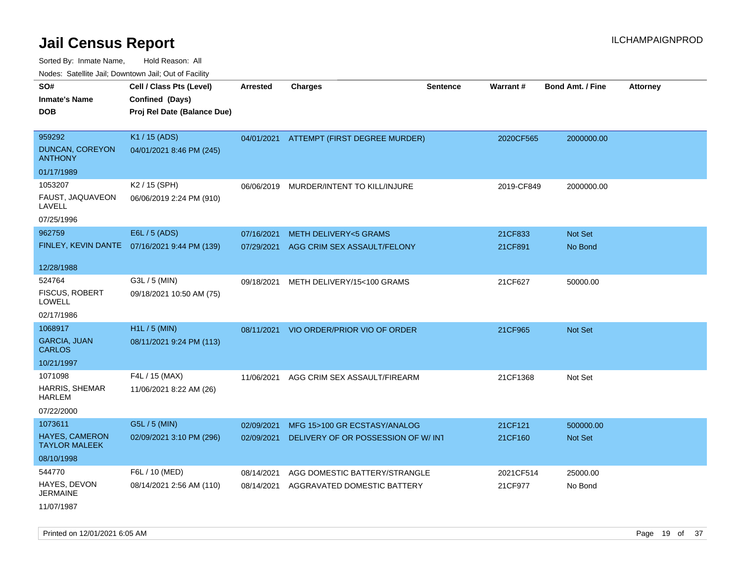# Jail Census Report

ILCHAMPAIGNPROD

Sorted By: Inmate Name, Hold Reason: All

Nodes: Satellite Jail; Downtown Jail; Out of Facility

| SO# / Inmate's Name / DOB | Cell / Class Pts (Level) / Confined (Days) / Proj Rel Date (Balance Due) | Arrested | Charges | Sentence | Warrant # | Bond Amt. / Fine | Attorney |
|---|---|---|---|---|---|---|---|
| 959292 DUNCAN, COREYON ANTHONY 01/17/1989 | K1 / 15 (ADS) 04/01/2021 8:46 PM (245) | 04/01/2021 | ATTEMPT (FIRST DEGREE MURDER) | | 2020CF565 | 2000000.00 | |
| 1053207 FAUST, JAQUAVEON LAVELL 07/25/1996 | K2 / 15 (SPH) 06/06/2019 2:24 PM (910) | 06/06/2019 | MURDER/INTENT TO KILL/INJURE | | 2019-CF849 | 2000000.00 | |
| 962759 FINLEY, KEVIN DANTE 12/28/1988 | E6L / 5 (ADS) 07/16/2021 9:44 PM (139) | 07/16/2021 | METH DELIVERY<5 GRAMS | | 21CF833 | Not Set | |
| | | 07/29/2021 | AGG CRIM SEX ASSAULT/FELONY | | 21CF891 | No Bond | |
| 524764 FISCUS, ROBERT LOWELL 02/17/1986 | G3L / 5 (MIN) 09/18/2021 10:50 AM (75) | 09/18/2021 | METH DELIVERY/15<100 GRAMS | | 21CF627 | 50000.00 | |
| 1068917 GARCIA, JUAN CARLOS 10/21/1997 | H1L / 5 (MIN) 08/11/2021 9:24 PM (113) | 08/11/2021 | VIO ORDER/PRIOR VIO OF ORDER | | 21CF965 | Not Set | |
| 1071098 HARRIS, SHEMAR HARLEM 07/22/2000 | F4L / 15 (MAX) 11/06/2021 8:22 AM (26) | 11/06/2021 | AGG CRIM SEX ASSAULT/FIREARM | | 21CF1368 | Not Set | |
| 1073611 HAYES, CAMERON TAYLOR MALEEK 08/10/1998 | G5L / 5 (MIN) 02/09/2021 3:10 PM (296) | 02/09/2021 | MFG 15>100 GR ECSTASY/ANALOG | | 21CF121 | 500000.00 | |
| | | 02/09/2021 | DELIVERY OF OR POSSESSION OF W/ INT | | 21CF160 | Not Set | |
| 544770 HAYES, DEVON JERMAINE 11/07/1987 | F6L / 10 (MED) 08/14/2021 2:56 AM (110) | 08/14/2021 | AGG DOMESTIC BATTERY/STRANGLE | | 2021CF514 | 25000.00 | |
| | | 08/14/2021 | AGGRAVATED DOMESTIC BATTERY | | 21CF977 | No Bond | |

Printed on 12/01/2021 6:05 AM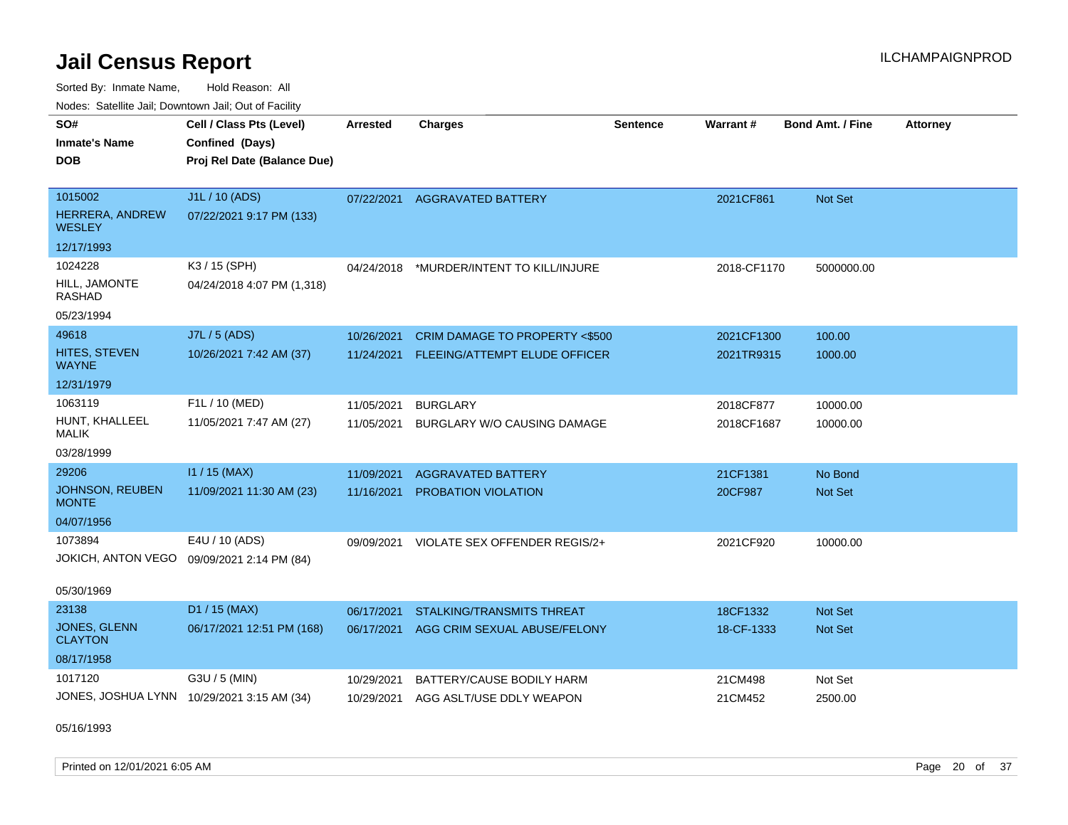# Jail Census Report

Sorted By: Inmate Name, Hold Reason: All

Nodes: Satellite Jail; Downtown Jail; Out of Facility

| SO# / Inmate's Name / DOB | Cell / Class Pts (Level) / Confined (Days) / Proj Rel Date (Balance Due) | Arrested | Charges | Sentence | Warrant # | Bond Amt. / Fine | Attorney |
|---|---|---|---|---|---|---|---|
| 1015002<br>HERRERA, ANDREW WESLEY<br>12/17/1993 | J1L / 10 (ADS)<br>07/22/2021 9:17 PM (133) | 07/22/2021 | AGGRAVATED BATTERY | | 2021CF861 | Not Set | |
| 1024228<br>HILL, JAMONTE RASHAD<br>05/23/1994 | K3 / 15 (SPH)<br>04/24/2018 4:07 PM (1,318) | 04/24/2018 | *MURDER/INTENT TO KILL/INJURE | | 2018-CF1170 | 5000000.00 | |
| 49618<br>HITES, STEVEN WAYNE<br>12/31/1979 | J7L / 5 (ADS)<br>10/26/2021 7:42 AM (37) | 10/26/2021 | CRIM DAMAGE TO PROPERTY <$500 | | 2021CF1300 | 100.00 | |
| | | 11/24/2021 | FLEEING/ATTEMPT ELUDE OFFICER | | 2021TR9315 | 1000.00 | |
| 1063119<br>HUNT, KHALLEEL MALIK<br>03/28/1999 | F1L / 10 (MED)<br>11/05/2021 7:47 AM (27) | 11/05/2021 | BURGLARY | | 2018CF877 | 10000.00 | |
| | | 11/05/2021 | BURGLARY W/O CAUSING DAMAGE | | 2018CF1687 | 10000.00 | |
| 29206<br>JOHNSON, REUBEN MONTE<br>04/07/1956 | I1 / 15 (MAX)<br>11/09/2021 11:30 AM (23) | 11/09/2021 | AGGRAVATED BATTERY | | 21CF1381 | No Bond | |
| | | 11/16/2021 | PROBATION VIOLATION | | 20CF987 | Not Set | |
| 1073894<br>JOKICH, ANTON VEGO<br>05/30/1969 | E4U / 10 (ADS)<br>09/09/2021 2:14 PM (84) | 09/09/2021 | VIOLATE SEX OFFENDER REGIS/2+ | | 2021CF920 | 10000.00 | |
| 23138<br>JONES, GLENN CLAYTON<br>08/17/1958 | D1 / 15 (MAX)<br>06/17/2021 12:51 PM (168) | 06/17/2021 | STALKING/TRANSMITS THREAT | | 18CF1332 | Not Set | |
| | | 06/17/2021 | AGG CRIM SEXUAL ABUSE/FELONY | | 18-CF-1333 | Not Set | |
| 1017120<br>JONES, JOSHUA LYNN<br>05/16/1993 | G3U / 5 (MIN)<br>10/29/2021 3:15 AM (34) | 10/29/2021 | BATTERY/CAUSE BODILY HARM | | 21CM498 | Not Set | |
| | | 10/29/2021 | AGG ASLT/USE DDLY WEAPON | | 21CM452 | 2500.00 | |

Printed on 12/01/2021 6:05 AM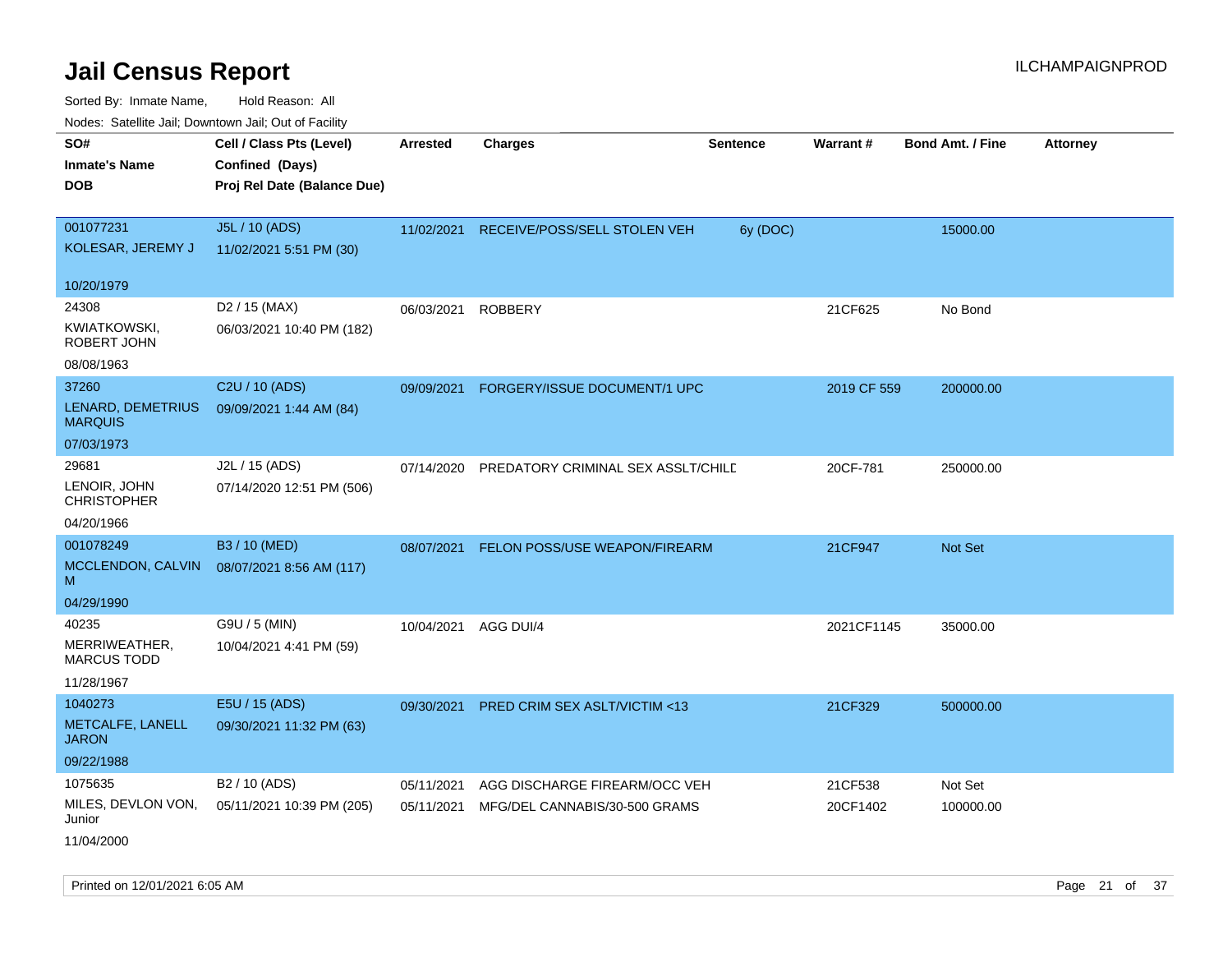# Jail Census Report

Sorted By: Inmate Name, Hold Reason: All

Nodes: Satellite Jail; Downtown Jail; Out of Facility

| SO# / Inmate's Name / DOB | Cell / Class Pts (Level) / Confined (Days) / Proj Rel Date (Balance Due) | Arrested | Charges | Sentence | Warrant # | Bond Amt. / Fine | Attorney |
|---|---|---|---|---|---|---|---|
| 001077231 KOLESAR, JEREMY J 10/20/1979 | J5L / 10 (ADS) 11/02/2021 5:51 PM (30) | 11/02/2021 | RECEIVE/POSS/SELL STOLEN VEH | 6y (DOC) | | 15000.00 | |
| 24308 KWIATKOWSKI, ROBERT JOHN 08/08/1963 | D2 / 15 (MAX) 06/03/2021 10:40 PM (182) | 06/03/2021 | ROBBERY | | 21CF625 | No Bond | |
| 37260 LENARD, DEMETRIUS MARQUIS 07/03/1973 | C2U / 10 (ADS) 09/09/2021 1:44 AM (84) | 09/09/2021 | FORGERY/ISSUE DOCUMENT/1 UPC | | 2019 CF 559 | 200000.00 | |
| 29681 LENOIR, JOHN CHRISTOPHER 04/20/1966 | J2L / 15 (ADS) 07/14/2020 12:51 PM (506) | 07/14/2020 | PREDATORY CRIMINAL SEX ASSLT/CHILD | | 20CF-781 | 250000.00 | |
| 001078249 MCCLENDON, CALVIN M 04/29/1990 | B3 / 10 (MED) 08/07/2021 8:56 AM (117) | 08/07/2021 | FELON POSS/USE WEAPON/FIREARM | | 21CF947 | Not Set | |
| 40235 MERRIWEATHER, MARCUS TODD 11/28/1967 | G9U / 5 (MIN) 10/04/2021 4:41 PM (59) | 10/04/2021 | AGG DUI/4 | | 2021CF1145 | 35000.00 | |
| 1040273 METCALFE, LANELL JARON 09/22/1988 | E5U / 15 (ADS) 09/30/2021 11:32 PM (63) | 09/30/2021 | PRED CRIM SEX ASLT/VICTIM <13 | | 21CF329 | 500000.00 | |
| 1075635 MILES, DEVLON VON, Junior 11/04/2000 | B2 / 10 (ADS) 05/11/2021 10:39 PM (205) | 05/11/2021 | AGG DISCHARGE FIREARM/OCC VEH | | 21CF538 | Not Set | |
| | | 05/11/2021 | MFG/DEL CANNABIS/30-500 GRAMS | | 20CF1402 | 100000.00 | |

Printed on 12/01/2021 6:05 AM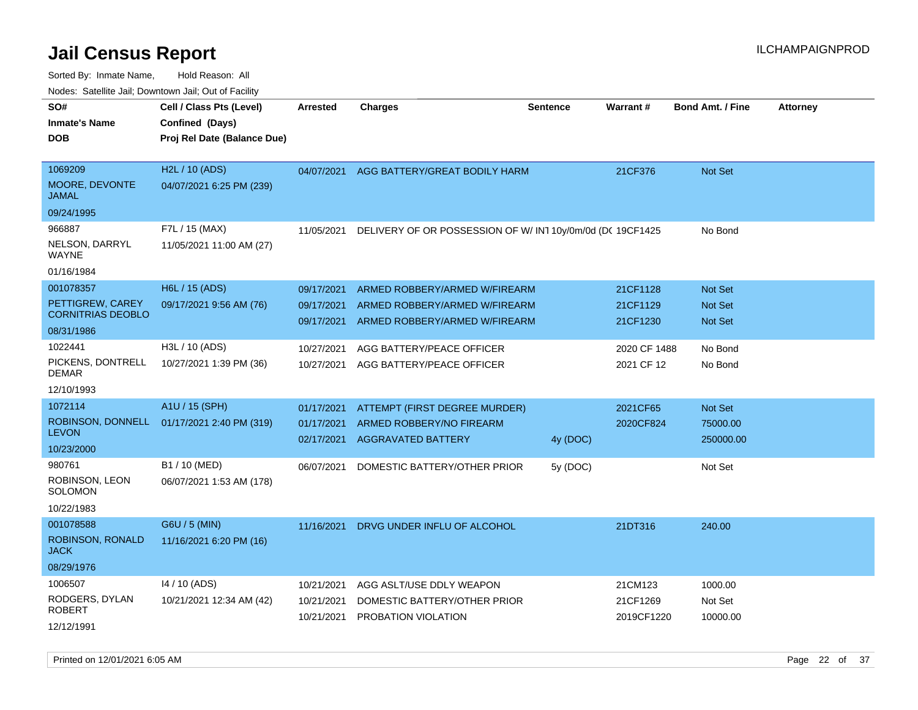# Jail Census Report

Sorted By: Inmate Name, Hold Reason: All

Nodes: Satellite Jail; Downtown Jail; Out of Facility

| SO# / Inmate's Name / DOB | Cell / Class Pts (Level) / Confined (Days) / Proj Rel Date (Balance Due) | Arrested | Charges | Sentence | Warrant # | Bond Amt. / Fine | Attorney |
|---|---|---|---|---|---|---|---|
| 1069209 MOORE, DEVONTE JAMAL 09/24/1995 | H2L / 10 (ADS) 04/07/2021 6:25 PM (239) | 04/07/2021 | AGG BATTERY/GREAT BODILY HARM | | 21CF376 | Not Set | |
| 966887 NELSON, DARRYL WAYNE 01/16/1984 | F7L / 15 (MAX) 11/05/2021 11:00 AM (27) | 11/05/2021 | DELIVERY OF OR POSSESSION OF W/ INT | 10y/0m/0d (DC | 19CF1425 | No Bond | |
| 001078357 PETTIGREW, CAREY CORNITRIAS DEOBLO 08/31/1986 | H6L / 15 (ADS) 09/17/2021 9:56 AM (76) | 09/17/2021 | ARMED ROBBERY/ARMED W/FIREARM | | 21CF1128 | Not Set | |
| | | 09/17/2021 | ARMED ROBBERY/ARMED W/FIREARM | | 21CF1129 | Not Set | |
| | | 09/17/2021 | ARMED ROBBERY/ARMED W/FIREARM | | 21CF1230 | Not Set | |
| 1022441 PICKENS, DONTRELL DEMAR 12/10/1993 | H3L / 10 (ADS) 10/27/2021 1:39 PM (36) | 10/27/2021 | AGG BATTERY/PEACE OFFICER | | 2020 CF 1488 | No Bond | |
| | | 10/27/2021 | AGG BATTERY/PEACE OFFICER | | 2021 CF 12 | No Bond | |
| 1072114 ROBINSON, DONNELL LEVON 10/23/2000 | A1U / 15 (SPH) 01/17/2021 2:40 PM (319) | 01/17/2021 | ATTEMPT (FIRST DEGREE MURDER) | | 2021CF65 | Not Set | |
| | | 01/17/2021 | ARMED ROBBERY/NO FIREARM | | 2020CF824 | 75000.00 | |
| | | 02/17/2021 | AGGRAVATED BATTERY | 4y (DOC) | | 250000.00 | |
| 980761 ROBINSON, LEON SOLOMON 10/22/1983 | B1 / 10 (MED) 06/07/2021 1:53 AM (178) | 06/07/2021 | DOMESTIC BATTERY/OTHER PRIOR | 5y (DOC) | | Not Set | |
| 001078588 ROBINSON, RONALD JACK 08/29/1976 | G6U / 5 (MIN) 11/16/2021 6:20 PM (16) | 11/16/2021 | DRVG UNDER INFLU OF ALCOHOL | | 21DT316 | 240.00 | |
| 1006507 RODGERS, DYLAN ROBERT 12/12/1991 | I4 / 10 (ADS) 10/21/2021 12:34 AM (42) | 10/21/2021 | AGG ASLT/USE DDLY WEAPON | | 21CM123 | 1000.00 | |
| | | 10/21/2021 | DOMESTIC BATTERY/OTHER PRIOR | | 21CF1269 | Not Set | |
| | | 10/21/2021 | PROBATION VIOLATION | | 2019CF1220 | 10000.00 | |

Printed on 12/01/2021 6:05 AM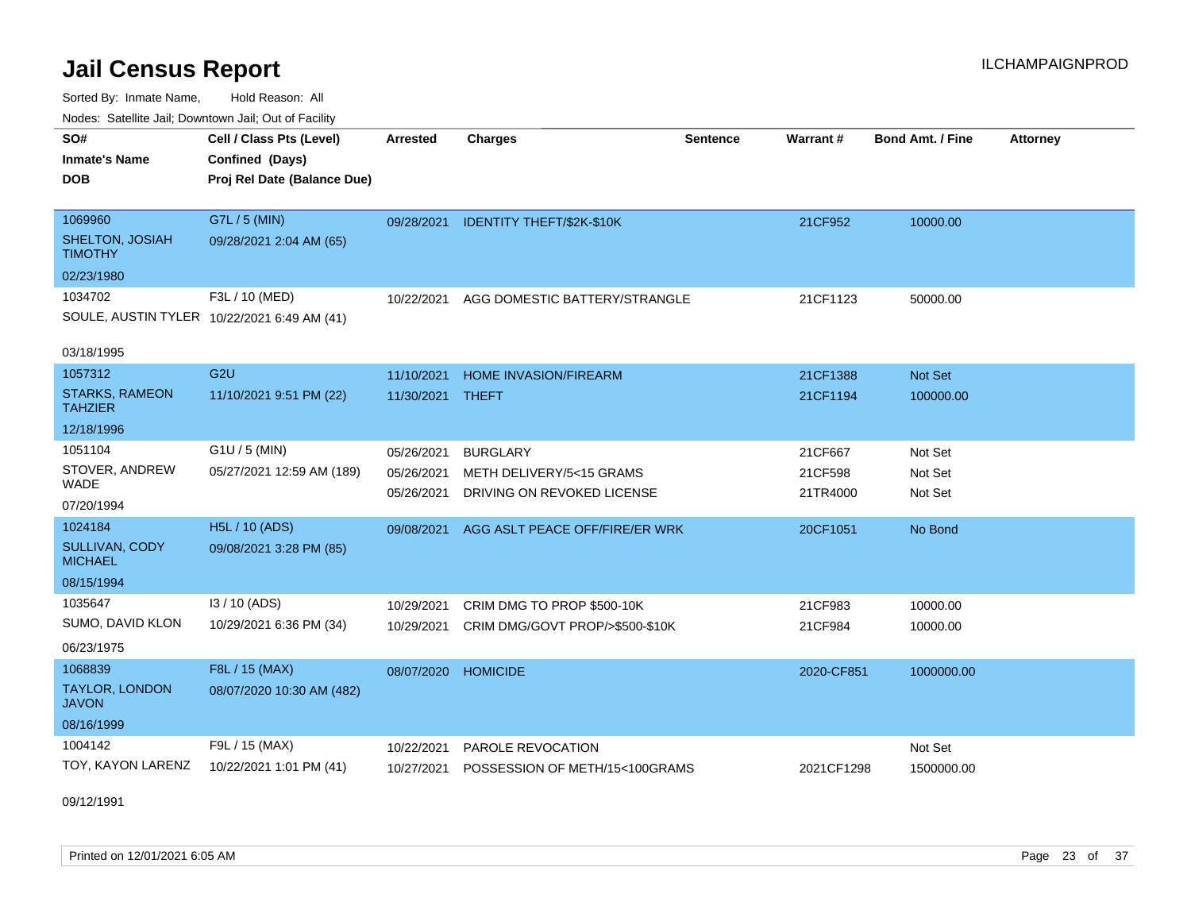# Jail Census Report

ILCHAMPAIGNPROD

Sorted By: Inmate Name, Hold Reason: All

Nodes: Satellite Jail; Downtown Jail; Out of Facility

| SO# / Inmate's Name / DOB | Cell / Class Pts (Level) / Confined (Days) / Proj Rel Date (Balance Due) | Arrested | Charges | Sentence | Warrant # | Bond Amt. / Fine | Attorney |
|---|---|---|---|---|---|---|---|
| 1069960 SHELTON, JOSIAH TIMOTHY 02/23/1980 | G7L / 5 (MIN) 09/28/2021 2:04 AM (65) | 09/28/2021 | IDENTITY THEFT/$2K-$10K | | 21CF952 | 10000.00 | |
| 1034702 SOULE, AUSTIN TYLER 03/18/1995 | F3L / 10 (MED) 10/22/2021 6:49 AM (41) | 10/22/2021 | AGG DOMESTIC BATTERY/STRANGLE | | 21CF1123 | 50000.00 | |
| 1057312 STARKS, RAMEON TAHZIER 12/18/1996 | G2U 11/10/2021 9:51 PM (22) | 11/10/2021 | HOME INVASION/FIREARM | | 21CF1388 | Not Set | |
| | | 11/30/2021 | THEFT | | 21CF1194 | 100000.00 | |
| 1051104 STOVER, ANDREW WADE 07/20/1994 | G1U / 5 (MIN) 05/27/2021 12:59 AM (189) | 05/26/2021 | BURGLARY | | 21CF667 | Not Set | |
| | | 05/26/2021 | METH DELIVERY/5<15 GRAMS | | 21CF598 | Not Set | |
| | | 05/26/2021 | DRIVING ON REVOKED LICENSE | | 21TR4000 | Not Set | |
| 1024184 SULLIVAN, CODY MICHAEL 08/15/1994 | H5L / 10 (ADS) 09/08/2021 3:28 PM (85) | 09/08/2021 | AGG ASLT PEACE OFF/FIRE/ER WRK | | 20CF1051 | No Bond | |
| 1035647 SUMO, DAVID KLON 06/23/1975 | I3 / 10 (ADS) 10/29/2021 6:36 PM (34) | 10/29/2021 | CRIM DMG TO PROP $500-10K | | 21CF983 | 10000.00 | |
| | | 10/29/2021 | CRIM DMG/GOVT PROP/>$500-$10K | | 21CF984 | 10000.00 | |
| 1068839 TAYLOR, LONDON JAVON 08/16/1999 | F8L / 15 (MAX) 08/07/2020 10:30 AM (482) | 08/07/2020 | HOMICIDE | | 2020-CF851 | 1000000.00 | |
| 1004142 TOY, KAYON LARENZ 09/12/1991 | F9L / 15 (MAX) 10/22/2021 1:01 PM (41) | 10/22/2021 | PAROLE REVOCATION | | | Not Set | |
| | | 10/27/2021 | POSSESSION OF METH/15<100GRAMS | | 2021CF1298 | 1500000.00 | |

Printed on 12/01/2021 6:05 AM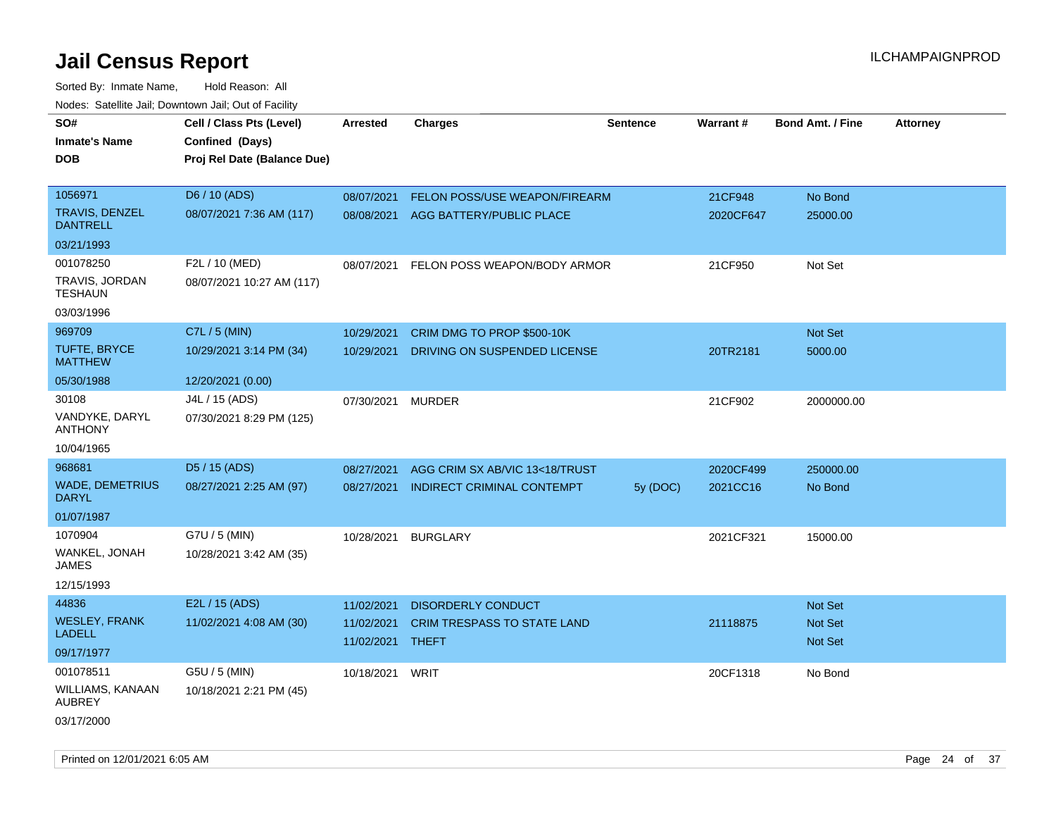# Jail Census Report

ILCHAMPAIGNPROD

Sorted By: Inmate Name, Hold Reason: All

Nodes: Satellite Jail; Downtown Jail; Out of Facility

| SO# / Inmate's Name / DOB | Cell / Class Pts (Level) / Confined (Days) / Proj Rel Date (Balance Due) | Arrested | Charges | Sentence | Warrant # | Bond Amt. / Fine | Attorney |
|---|---|---|---|---|---|---|---|
| 1056971<br>TRAVIS, DENZEL DANTRELL<br>03/21/1993 | D6 / 10 (ADS)<br>08/07/2021 7:36 AM (117) | 08/07/2021 | FELON POSS/USE WEAPON/FIREARM | | 21CF948 | No Bond | |
| | | 08/08/2021 | AGG BATTERY/PUBLIC PLACE | | 2020CF647 | 25000.00 | |
| 001078250<br>TRAVIS, JORDAN TESHAUN<br>03/03/1996 | F2L / 10 (MED)<br>08/07/2021 10:27 AM (117) | 08/07/2021 | FELON POSS WEAPON/BODY ARMOR | | 21CF950 | Not Set | |
| 969709<br>TUFTE, BRYCE MATTHEW<br>05/30/1988 | C7L / 5 (MIN)<br>10/29/2021 3:14 PM (34)<br>12/20/2021 (0.00) | 10/29/2021 | CRIM DMG TO PROP $500-10K | | | Not Set | |
| | | 10/29/2021 | DRIVING ON SUSPENDED LICENSE | | 20TR2181 | 5000.00 | |
| 30108<br>VANDYKE, DARYL ANTHONY<br>10/04/1965 | J4L / 15 (ADS)<br>07/30/2021 8:29 PM (125) | 07/30/2021 | MURDER | | 21CF902 | 2000000.00 | |
| 968681<br>WADE, DEMETRIUS DARYL<br>01/07/1987 | D5 / 15 (ADS)<br>08/27/2021 2:25 AM (97) | 08/27/2021 | AGG CRIM SX AB/VIC 13<18/TRUST | | 2020CF499 | 250000.00 | |
| | | 08/27/2021 | INDIRECT CRIMINAL CONTEMPT | 5y (DOC) | 2021CC16 | No Bond | |
| 1070904<br>WANKEL, JONAH JAMES<br>12/15/1993 | G7U / 5 (MIN)<br>10/28/2021 3:42 AM (35) | 10/28/2021 | BURGLARY | | 2021CF321 | 15000.00 | |
| 44836<br>WESLEY, FRANK LADELL<br>09/17/1977 | E2L / 15 (ADS)<br>11/02/2021 4:08 AM (30) | 11/02/2021 | DISORDERLY CONDUCT | | | Not Set | |
| | | 11/02/2021 | CRIM TRESPASS TO STATE LAND | | 21118875 | Not Set | |
| | | 11/02/2021 | THEFT | | | Not Set | |
| 001078511<br>WILLIAMS, KANAAN AUBREY<br>03/17/2000 | G5U / 5 (MIN)<br>10/18/2021 2:21 PM (45) | 10/18/2021 | WRIT | | 20CF1318 | No Bond | |

Printed on 12/01/2021 6:05 AM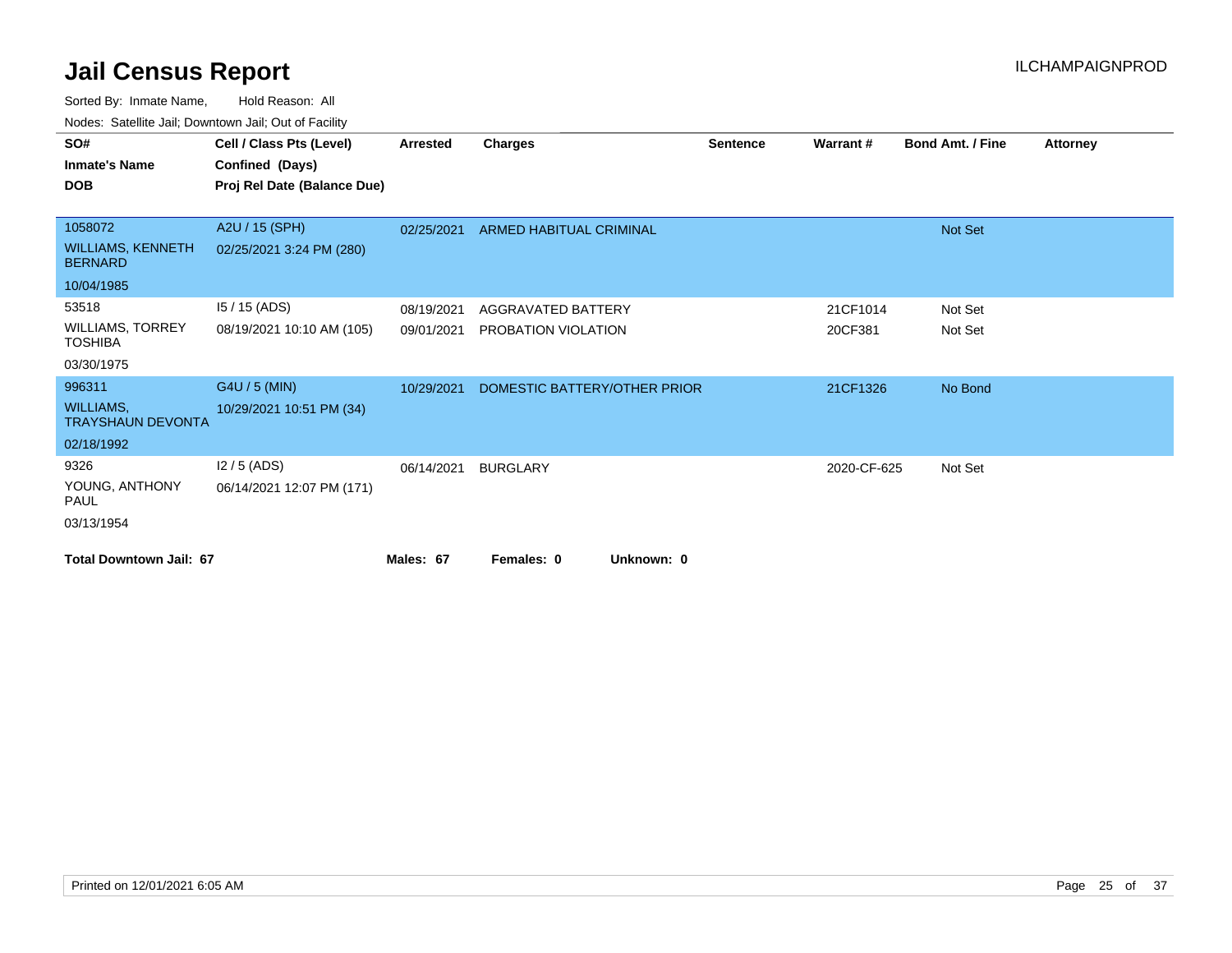# Jail Census Report

ILCHAMPAIGNPROD

Sorted By: Inmate Name, Hold Reason: All

Nodes: Satellite Jail; Downtown Jail; Out of Facility

| SO# / Inmate's Name / DOB | Cell / Class Pts (Level) / Confined (Days) / Proj Rel Date (Balance Due) | Arrested | Charges | Sentence | Warrant # | Bond Amt. / Fine | Attorney |
|---|---|---|---|---|---|---|---|
| 1058072<br>WILLIAMS, KENNETH BERNARD<br>10/04/1985 | A2U / 15 (SPH)<br>02/25/2021 3:24 PM (280) | 02/25/2021 | ARMED HABITUAL CRIMINAL | | | Not Set | |
| 53518<br>WILLIAMS, TORREY TOSHIBA<br>03/30/1975 | I5 / 15 (ADS)<br>08/19/2021 10:10 AM (105) | 08/19/2021 | AGGRAVATED BATTERY | | 21CF1014 | Not Set | |
| | | 09/01/2021 | PROBATION VIOLATION | | 20CF381 | Not Set | |
| 996311<br>WILLIAMS, TRAYSHAUN DEVONTA<br>02/18/1992 | G4U / 5 (MIN)<br>10/29/2021 10:51 PM (34) | 10/29/2021 | DOMESTIC BATTERY/OTHER PRIOR | | 21CF1326 | No Bond | |
| 9326<br>YOUNG, ANTHONY PAUL<br>03/13/1954 | I2 / 5 (ADS)<br>06/14/2021 12:07 PM (171) | 06/14/2021 | BURGLARY | | 2020-CF-625 | Not Set | |

**Total Downtown Jail: 67** **Males: 67** **Females: 0** **Unknown: 0**

Printed on 12/01/2021 6:05 AM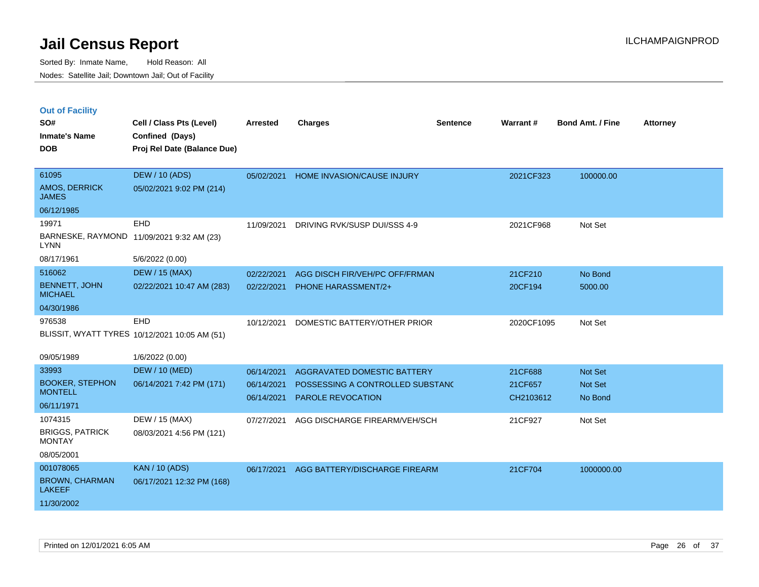# Jail Census Report

ILCHAMPAIGNPROD

Sorted By: Inmate Name, Hold Reason: All

Nodes: Satellite Jail; Downtown Jail; Out of Facility

## Out of Facility

| SO# / Inmate's Name / DOB | Cell / Class Pts (Level) / Confined (Days) / Proj Rel Date (Balance Due) | Arrested | Charges | Sentence | Warrant # | Bond Amt. / Fine | Attorney |
|---|---|---|---|---|---|---|---|
| 61095<br>AMOS, DERRICK JAMES<br>06/12/1985 | DEW / 10 (ADS)<br>05/02/2021 9:02 PM (214) | 05/02/2021 | HOME INVASION/CAUSE INJURY | | 2021CF323 | 100000.00 | |
| 19971<br>BARNESKE, RAYMOND LYNN<br>08/17/1961 | EHD<br>11/09/2021 9:32 AM (23)<br>5/6/2022 (0.00) | 11/09/2021 | DRIVING RVK/SUSP DUI/SSS 4-9 | | 2021CF968 | Not Set | |
| 516062<br>BENNETT, JOHN MICHAEL<br>04/30/1986 | DEW / 15 (MAX)<br>02/22/2021 10:47 AM (283) | 02/22/2021<br>02/22/2021 | AGG DISCH FIR/VEH/PC OFF/FRMAN<br>PHONE HARASSMENT/2+ | | 21CF210<br>20CF194 | No Bond<br>5000.00 | |
| 976538<br>BLISSIT, WYATT TYRES<br>09/05/1989 | EHD<br>10/12/2021 10:05 AM (51)<br>1/6/2022 (0.00) | 10/12/2021 | DOMESTIC BATTERY/OTHER PRIOR | | 2020CF1095 | Not Set | |
| 33993<br>BOOKER, STEPHON MONTELL<br>06/11/1971 | DEW / 10 (MED)<br>06/14/2021 7:42 PM (171) | 06/14/2021<br>06/14/2021<br>06/14/2021 | AGGRAVATED DOMESTIC BATTERY<br>POSSESSING A CONTROLLED SUBSTANC<br>PAROLE REVOCATION | | 21CF688<br>21CF657<br>CH2103612 | Not Set<br>Not Set<br>No Bond | |
| 1074315<br>BRIGGS, PATRICK MONTAY<br>08/05/2001 | DEW / 15 (MAX)<br>08/03/2021 4:56 PM (121) | 07/27/2021 | AGG DISCHARGE FIREARM/VEH/SCH | | 21CF927 | Not Set | |
| 001078065<br>BROWN, CHARMAN LAKEEF<br>11/30/2002 | KAN / 10 (ADS)<br>06/17/2021 12:32 PM (168) | 06/17/2021 | AGG BATTERY/DISCHARGE FIREARM | | 21CF704 | 1000000.00 | |

Printed on 12/01/2021 6:05 AM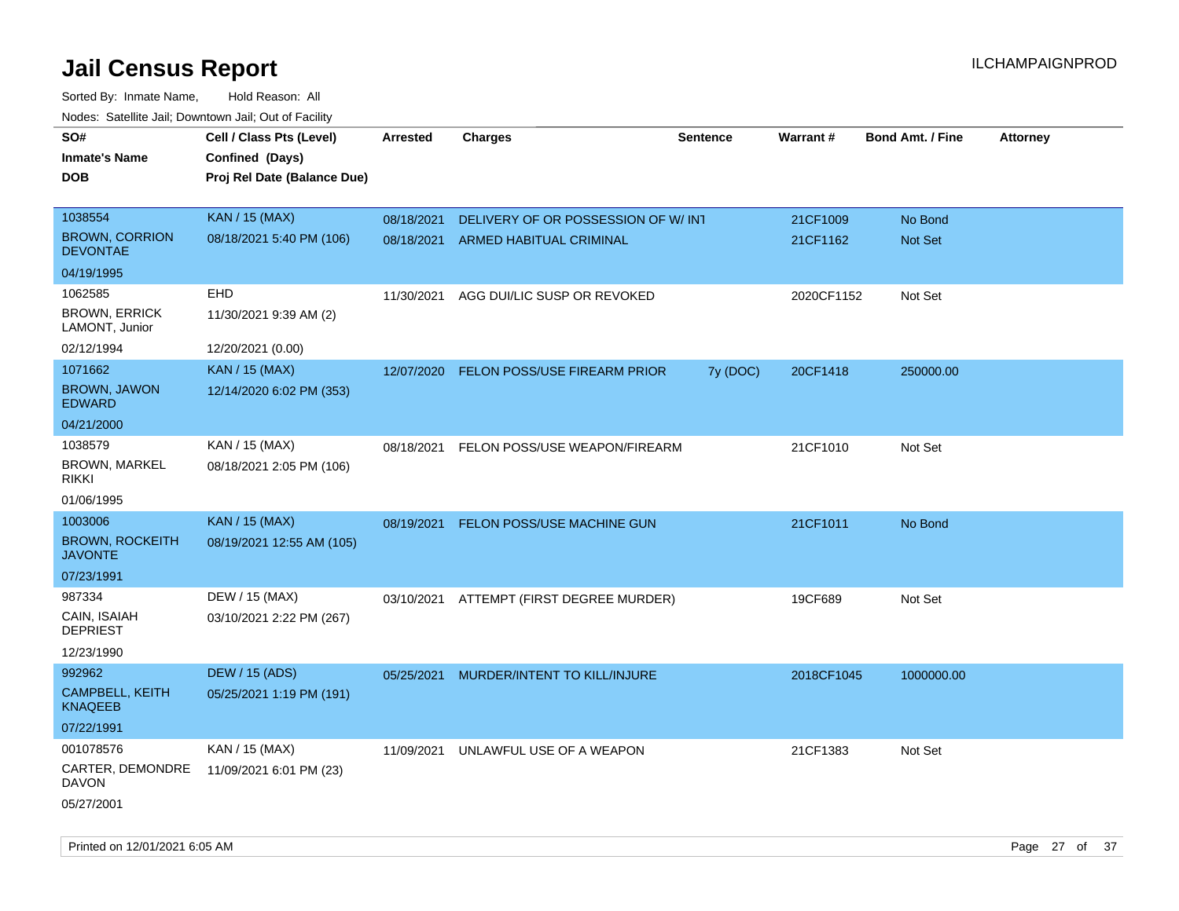# Jail Census Report

Sorted By: Inmate Name, Hold Reason: All

Nodes: Satellite Jail; Downtown Jail; Out of Facility

| SO#<br>Inmate's Name<br>DOB | Cell / Class Pts (Level)<br>Confined (Days)<br>Proj Rel Date (Balance Due) | Arrested | Charges | Sentence | Warrant # | Bond Amt. / Fine | Attorney |
|---|---|---|---|---|---|---|---|
| 1038554<br>BROWN, CORRION DEVONTAE<br>04/19/1995 | KAN / 15 (MAX)<br>08/18/2021 5:40 PM (106) | 08/18/2021<br>08/18/2021 | DELIVERY OF OR POSSESSION OF W/ INT<br>ARMED HABITUAL CRIMINAL | | 21CF1009<br>21CF1162 | No Bond<br>Not Set | |
| 1062585<br>BROWN, ERRICK LAMONT, Junior<br>02/12/1994 | EHD<br>11/30/2021 9:39 AM (2)<br>12/20/2021 (0.00) | 11/30/2021 | AGG DUI/LIC SUSP OR REVOKED | | 2020CF1152 | Not Set | |
| 1071662<br>BROWN, JAWON EDWARD<br>04/21/2000 | KAN / 15 (MAX)<br>12/14/2020 6:02 PM (353) | 12/07/2020 | FELON POSS/USE FIREARM PRIOR | 7y (DOC) | 20CF1418 | 250000.00 | |
| 1038579<br>BROWN, MARKEL RIKKI<br>01/06/1995 | KAN / 15 (MAX)<br>08/18/2021 2:05 PM (106) | 08/18/2021 | FELON POSS/USE WEAPON/FIREARM | | 21CF1010 | Not Set | |
| 1003006<br>BROWN, ROCKEITH JAVONTE<br>07/23/1991 | KAN / 15 (MAX)<br>08/19/2021 12:55 AM (105) | 08/19/2021 | FELON POSS/USE MACHINE GUN | | 21CF1011 | No Bond | |
| 987334<br>CAIN, ISAIAH DEPRIEST<br>12/23/1990 | DEW / 15 (MAX)<br>03/10/2021 2:22 PM (267) | 03/10/2021 | ATTEMPT (FIRST DEGREE MURDER) | | 19CF689 | Not Set | |
| 992962<br>CAMPBELL, KEITH KNAQEEB<br>07/22/1991 | DEW / 15 (ADS)<br>05/25/2021 1:19 PM (191) | 05/25/2021 | MURDER/INTENT TO KILL/INJURE | | 2018CF1045 | 1000000.00 | |
| 001078576<br>CARTER, DEMONDRE DAVON<br>05/27/2001 | KAN / 15 (MAX)<br>11/09/2021 6:01 PM (23) | 11/09/2021 | UNLAWFUL USE OF A WEAPON | | 21CF1383 | Not Set | |

Printed on 12/01/2021 6:05 AM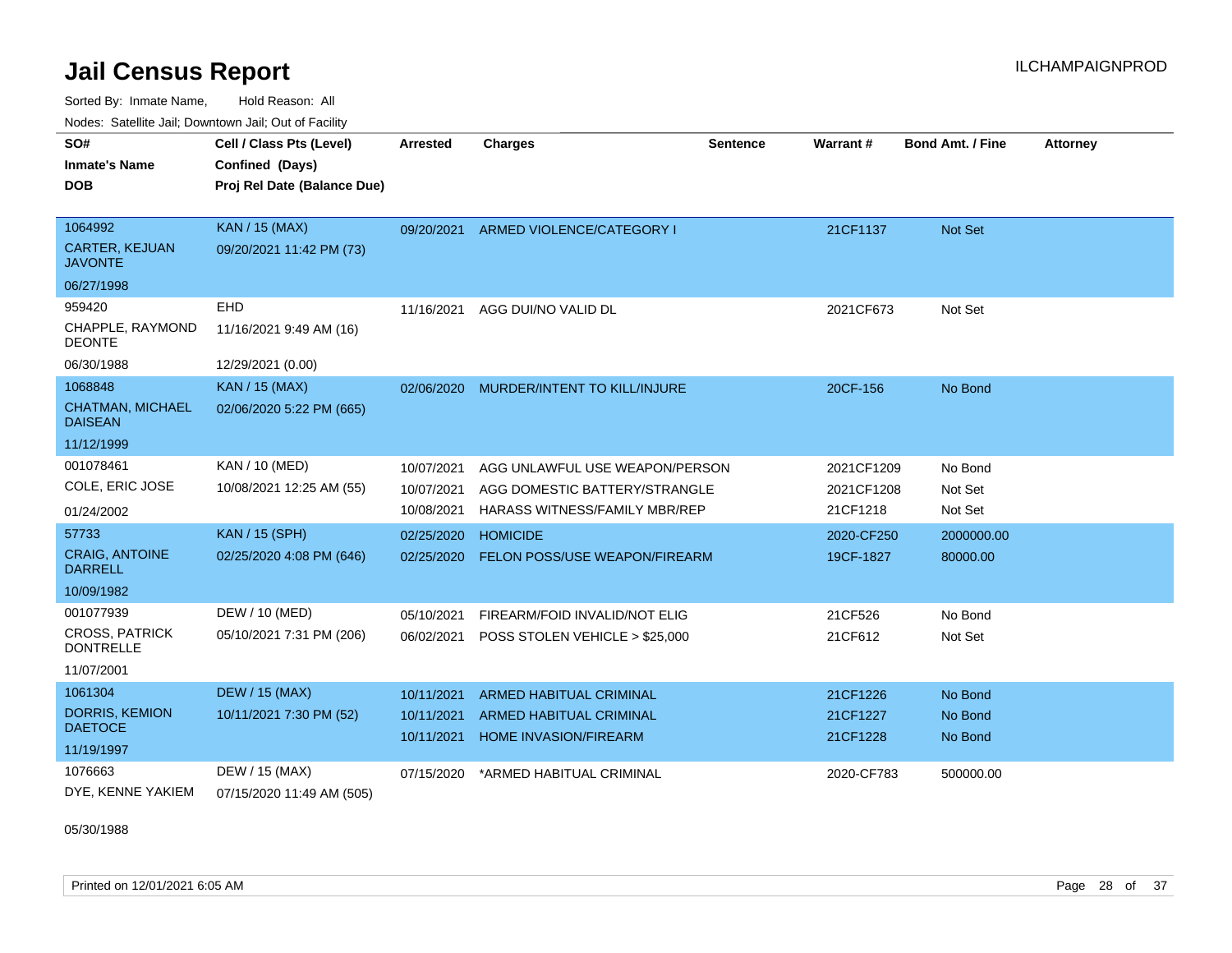# Jail Census Report

Sorted By: Inmate Name, Hold Reason: All

Nodes: Satellite Jail; Downtown Jail; Out of Facility

| SO# / Inmate's Name / DOB | Cell / Class Pts (Level) / Confined (Days) / Proj Rel Date (Balance Due) | Arrested | Charges | Sentence | Warrant # | Bond Amt. / Fine | Attorney |
|---|---|---|---|---|---|---|---|
| 1064992<br>CARTER, KEJUAN JAVONTE<br>06/27/1998 | KAN / 15 (MAX)<br>09/20/2021 11:42 PM (73) | 09/20/2021 | ARMED VIOLENCE/CATEGORY I | | 21CF1137 | Not Set | |
| 959420<br>CHAPPLE, RAYMOND DEONTE<br>06/30/1988 | EHD<br>11/16/2021 9:49 AM (16)<br>12/29/2021 (0.00) | 11/16/2021 | AGG DUI/NO VALID DL | | 2021CF673 | Not Set | |
| 1068848<br>CHATMAN, MICHAEL DAISEAN<br>11/12/1999 | KAN / 15 (MAX)<br>02/06/2020 5:22 PM (665) | 02/06/2020 | MURDER/INTENT TO KILL/INJURE | | 20CF-156 | No Bond | |
| 001078461<br>COLE, ERIC JOSE<br>01/24/2002 | KAN / 10 (MED)<br>10/08/2021 12:25 AM (55) | 10/07/2021 | AGG UNLAWFUL USE WEAPON/PERSON | | 2021CF1209 | No Bond | |
| | | 10/07/2021 | AGG DOMESTIC BATTERY/STRANGLE | | 2021CF1208 | Not Set | |
| | | 10/08/2021 | HARASS WITNESS/FAMILY MBR/REP | | 21CF1218 | Not Set | |
| 57733<br>CRAIG, ANTOINE DARRELL<br>10/09/1982 | KAN / 15 (SPH)<br>02/25/2020 4:08 PM (646) | 02/25/2020 | HOMICIDE | | 2020-CF250 | 2000000.00 | |
| | | 02/25/2020 | FELON POSS/USE WEAPON/FIREARM | | 19CF-1827 | 80000.00 | |
| 001077939<br>CROSS, PATRICK DONTRELLE<br>11/07/2001 | DEW / 10 (MED)<br>05/10/2021 7:31 PM (206) | 05/10/2021 | FIREARM/FOID INVALID/NOT ELIG | | 21CF526 | No Bond | |
| | | 06/02/2021 | POSS STOLEN VEHICLE > $25,000 | | 21CF612 | Not Set | |
| 1061304<br>DORRIS, KEMION DAETOCE<br>11/19/1997 | DEW / 15 (MAX)<br>10/11/2021 7:30 PM (52) | 10/11/2021 | ARMED HABITUAL CRIMINAL | | 21CF1226 | No Bond | |
| | | 10/11/2021 | ARMED HABITUAL CRIMINAL | | 21CF1227 | No Bond | |
| | | 10/11/2021 | HOME INVASION/FIREARM | | 21CF1228 | No Bond | |
| 1076663<br>DYE, KENNE YAKIEM<br>05/30/1988 | DEW / 15 (MAX)<br>07/15/2020 11:49 AM (505) | 07/15/2020 | *ARMED HABITUAL CRIMINAL | | 2020-CF783 | 500000.00 | |

Printed on 12/01/2021 6:05 AM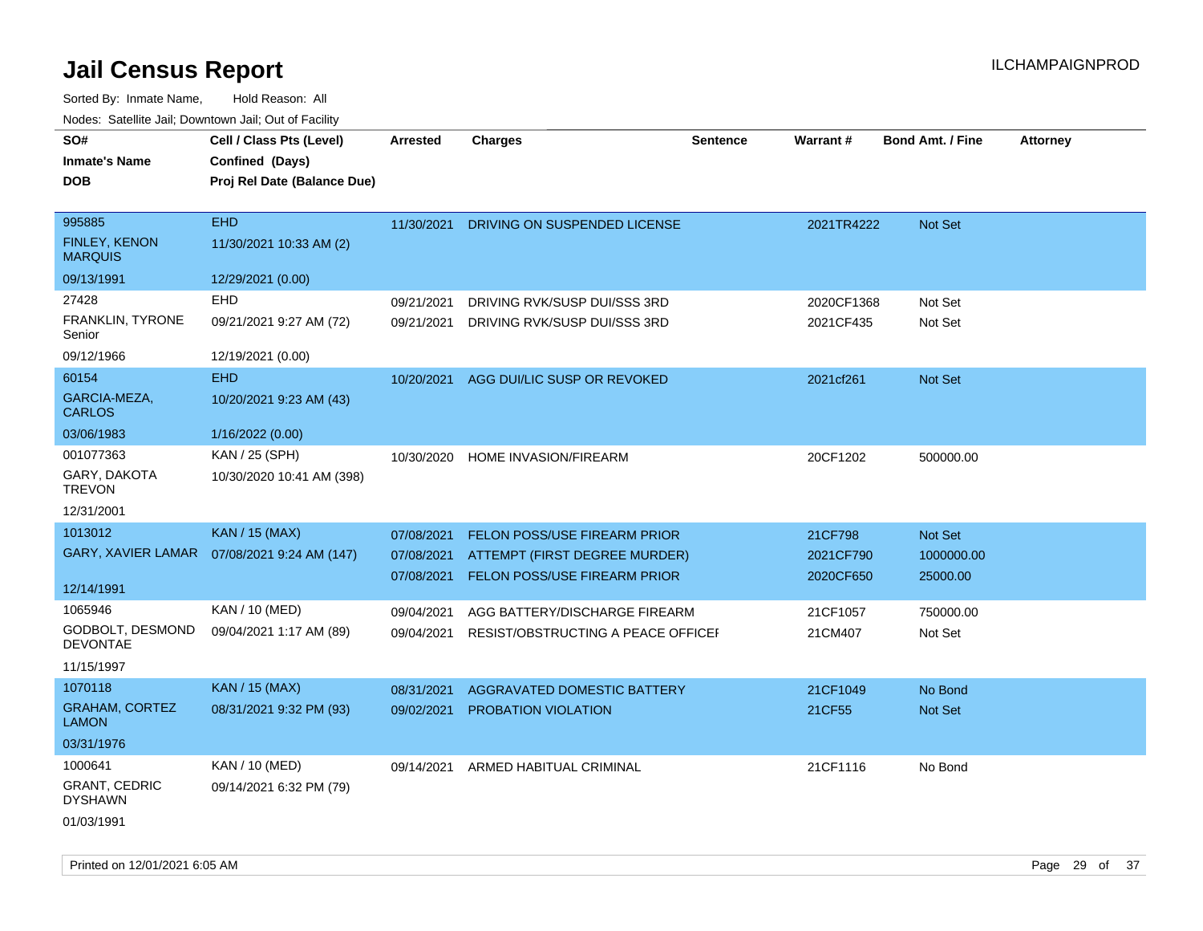# Jail Census Report

ILCHAMPAIGNPROD

Sorted By: Inmate Name, Hold Reason: All

Nodes: Satellite Jail; Downtown Jail; Out of Facility

| SO# / Inmate's Name / DOB | Cell / Class Pts (Level) / Confined (Days) / Proj Rel Date (Balance Due) | Arrested | Charges | Sentence | Warrant # | Bond Amt. / Fine | Attorney |
|---|---|---|---|---|---|---|---|
| 995885<br>FINLEY, KENON MARQUIS<br>09/13/1991 | EHD<br>11/30/2021 10:33 AM (2)<br>12/29/2021 (0.00) | 11/30/2021 | DRIVING ON SUSPENDED LICENSE | | 2021TR4222 | Not Set | |
| 27428<br>FRANKLIN, TYRONE Senior<br>09/12/1966 | EHD<br>09/21/2021 9:27 AM (72)<br>12/19/2021 (0.00) | 09/21/2021 | DRIVING RVK/SUSP DUI/SSS 3RD | | 2020CF1368 | Not Set | |
| | | 09/21/2021 | DRIVING RVK/SUSP DUI/SSS 3RD | | 2021CF435 | Not Set | |
| 60154<br>GARCIA-MEZA, CARLOS<br>03/06/1983 | EHD<br>10/20/2021 9:23 AM (43)<br>1/16/2022 (0.00) | 10/20/2021 | AGG DUI/LIC SUSP OR REVOKED | | 2021cf261 | Not Set | |
| 001077363<br>GARY, DAKOTA TREVON<br>12/31/2001 | KAN / 25 (SPH)<br>10/30/2020 10:41 AM (398) | 10/30/2020 | HOME INVASION/FIREARM | | 20CF1202 | 500000.00 | |
| 1013012<br>GARY, XAVIER LAMAR<br>12/14/1991 | KAN / 15 (MAX)<br>07/08/2021 9:24 AM (147) | 07/08/2021 | FELON POSS/USE FIREARM PRIOR | | 21CF798 | Not Set | |
| | | 07/08/2021 | ATTEMPT (FIRST DEGREE MURDER) | | 2021CF790 | 1000000.00 | |
| | | 07/08/2021 | FELON POSS/USE FIREARM PRIOR | | 2020CF650 | 25000.00 | |
| 1065946<br>GODBOLT, DESMOND DEVONTAE<br>11/15/1997 | KAN / 10 (MED)<br>09/04/2021 1:17 AM (89) | 09/04/2021 | AGG BATTERY/DISCHARGE FIREARM | | 21CF1057 | 750000.00 | |
| | | 09/04/2021 | RESIST/OBSTRUCTING A PEACE OFFICEI | | 21CM407 | Not Set | |
| 1070118<br>GRAHAM, CORTEZ LAMON<br>03/31/1976 | KAN / 15 (MAX)<br>08/31/2021 9:32 PM (93) | 08/31/2021 | AGGRAVATED DOMESTIC BATTERY | | 21CF1049 | No Bond | |
| | | 09/02/2021 | PROBATION VIOLATION | | 21CF55 | Not Set | |
| 1000641<br>GRANT, CEDRIC DYSHAWN<br>01/03/1991 | KAN / 10 (MED)<br>09/14/2021 6:32 PM (79) | 09/14/2021 | ARMED HABITUAL CRIMINAL | | 21CF1116 | No Bond | |

Printed on 12/01/2021 6:05 AM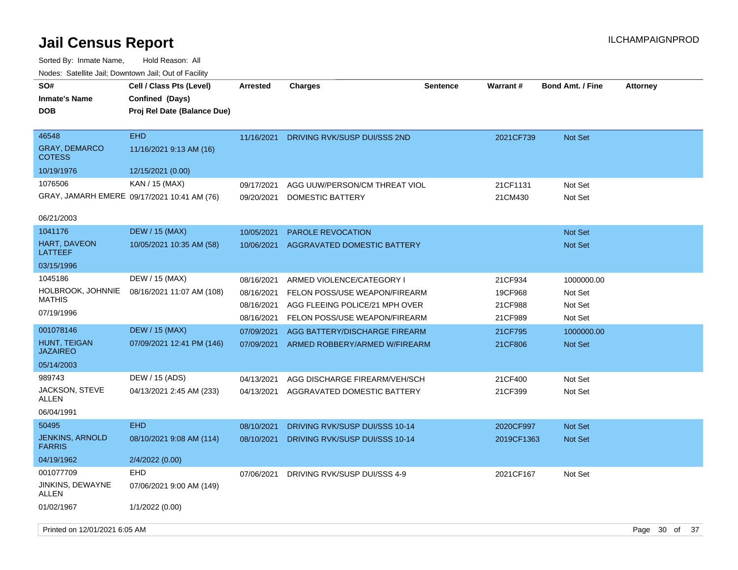# Jail Census Report

Sorted By: Inmate Name, Hold Reason: All

Nodes: Satellite Jail; Downtown Jail; Out of Facility

| SO# / Inmate's Name / DOB | Cell / Class Pts (Level) / Confined (Days) / Proj Rel Date (Balance Due) | Arrested | Charges | Sentence | Warrant # | Bond Amt. / Fine | Attorney |
|---|---|---|---|---|---|---|---|
| 46548<br>GRAY, DEMARCO COTESS<br>10/19/1976 | EHD<br>11/16/2021 9:13 AM (16)<br>12/15/2021 (0.00) | 11/16/2021 | DRIVING RVK/SUSP DUI/SSS 2ND | | 2021CF739 | Not Set | |
| 1076506<br>GRAY, JAMARH EMERE<br>06/21/2003 | KAN / 15 (MAX)<br>09/17/2021 10:41 AM (76) | 09/17/2021 | AGG UUW/PERSON/CM THREAT VIOL | | 21CF1131 | Not Set | |
| | | 09/20/2021 | DOMESTIC BATTERY | | 21CM430 | Not Set | |
| 1041176<br>HART, DAVEON LATTEEF<br>03/15/1996 | DEW / 15 (MAX)<br>10/05/2021 10:35 AM (58) | 10/05/2021 | PAROLE REVOCATION | | | Not Set | |
| | | 10/06/2021 | AGGRAVATED DOMESTIC BATTERY | | | Not Set | |
| 1045186<br>HOLBROOK, JOHNNIE MATHIS<br>07/19/1996 | DEW / 15 (MAX)<br>08/16/2021 11:07 AM (108) | 08/16/2021 | ARMED VIOLENCE/CATEGORY I | | 21CF934 | 1000000.00 | |
| | | 08/16/2021 | FELON POSS/USE WEAPON/FIREARM | | 19CF968 | Not Set | |
| | | 08/16/2021 | AGG FLEEING POLICE/21 MPH OVER | | 21CF988 | Not Set | |
| | | 08/16/2021 | FELON POSS/USE WEAPON/FIREARM | | 21CF989 | Not Set | |
| 001078146<br>HUNT, TEIGAN JAZAIREO<br>05/14/2003 | DEW / 15 (MAX)<br>07/09/2021 12:41 PM (146) | 07/09/2021 | AGG BATTERY/DISCHARGE FIREARM | | 21CF795 | 1000000.00 | |
| | | 07/09/2021 | ARMED ROBBERY/ARMED W/FIREARM | | 21CF806 | Not Set | |
| 989743<br>JACKSON, STEVE ALLEN<br>06/04/1991 | DEW / 15 (ADS)<br>04/13/2021 2:45 AM (233) | 04/13/2021 | AGG DISCHARGE FIREARM/VEH/SCH | | 21CF400 | Not Set | |
| | | 04/13/2021 | AGGRAVATED DOMESTIC BATTERY | | 21CF399 | Not Set | |
| 50495<br>JENKINS, ARNOLD FARRIS<br>04/19/1962 | EHD<br>08/10/2021 9:08 AM (114)<br>2/4/2022 (0.00) | 08/10/2021 | DRIVING RVK/SUSP DUI/SSS 10-14 | | 2020CF997 | Not Set | |
| | | 08/10/2021 | DRIVING RVK/SUSP DUI/SSS 10-14 | | 2019CF1363 | Not Set | |
| 001077709<br>JINKINS, DEWAYNE ALLEN<br>01/02/1967 | EHD<br>07/06/2021 9:00 AM (149)<br>1/1/2022 (0.00) | 07/06/2021 | DRIVING RVK/SUSP DUI/SSS 4-9 | | 2021CF167 | Not Set | |

Printed on 12/01/2021 6:05 AM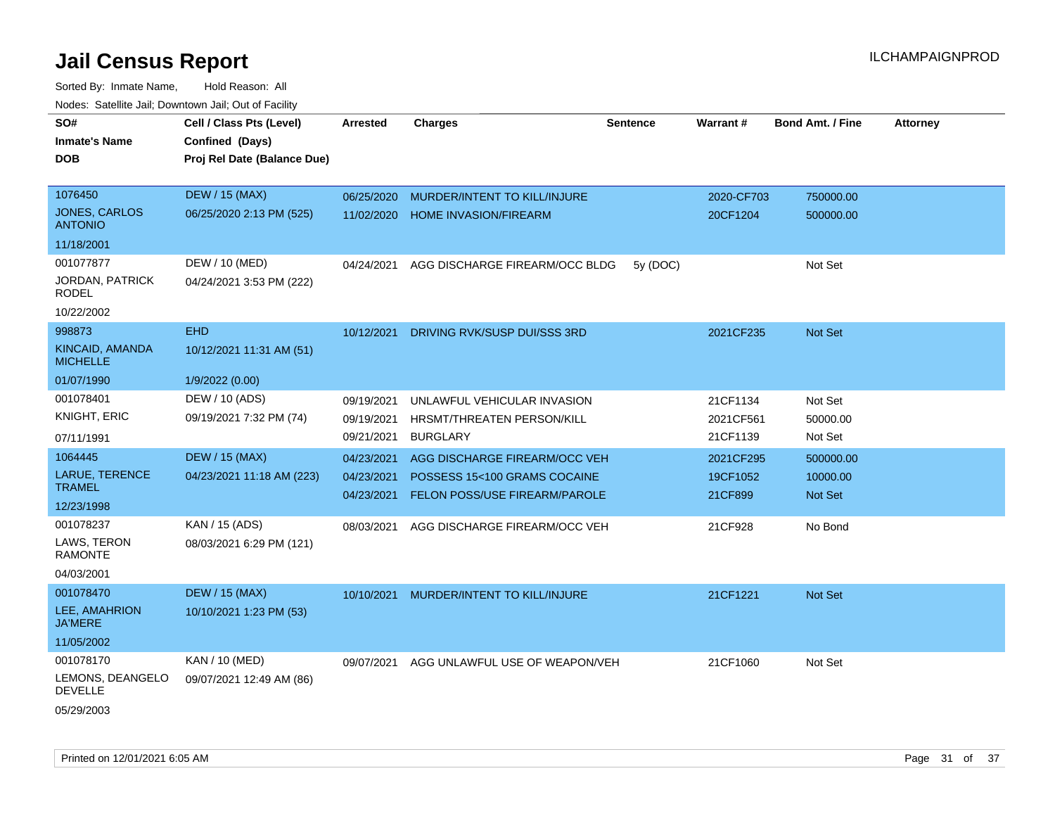# Jail Census Report

Sorted By: Inmate Name, Hold Reason: All

Nodes: Satellite Jail; Downtown Jail; Out of Facility

| SO# / Inmate's Name / DOB | Cell / Class Pts (Level) / Confined (Days) / Proj Rel Date (Balance Due) | Arrested | Charges | Sentence | Warrant # | Bond Amt. / Fine | Attorney |
|---|---|---|---|---|---|---|---|
| 1076450<br>JONES, CARLOS ANTONIO<br>11/18/2001 | DEW / 15 (MAX)<br>06/25/2020 2:13 PM (525) | 06/25/2020 | MURDER/INTENT TO KILL/INJURE | | 2020-CF703 | 750000.00 | |
| | | 11/02/2020 | HOME INVASION/FIREARM | | 20CF1204 | 500000.00 | |
| 001077877<br>JORDAN, PATRICK RODEL<br>10/22/2002 | DEW / 10 (MED)<br>04/24/2021 3:53 PM (222) | 04/24/2021 | AGG DISCHARGE FIREARM/OCC BLDG | 5y (DOC) | | Not Set | |
| 998873<br>KINCAID, AMANDA MICHELLE<br>01/07/1990 | EHD<br>10/12/2021 11:31 AM (51)<br>1/9/2022 (0.00) | 10/12/2021 | DRIVING RVK/SUSP DUI/SSS 3RD | | 2021CF235 | Not Set | |
| 001078401<br>KNIGHT, ERIC<br>07/11/1991 | DEW / 10 (ADS)<br>09/19/2021 7:32 PM (74) | 09/19/2021 | UNLAWFUL VEHICULAR INVASION | | 21CF1134 | Not Set | |
| | | 09/19/2021 | HRSMT/THREATEN PERSON/KILL | | 2021CF561 | 50000.00 | |
| | | 09/21/2021 | BURGLARY | | 21CF1139 | Not Set | |
| 1064445<br>LARUE, TERENCE TRAMEL<br>12/23/1998 | DEW / 15 (MAX)<br>04/23/2021 11:18 AM (223) | 04/23/2021 | AGG DISCHARGE FIREARM/OCC VEH | | 2021CF295 | 500000.00 | |
| | | 04/23/2021 | POSSESS 15<100 GRAMS COCAINE | | 19CF1052 | 10000.00 | |
| | | 04/23/2021 | FELON POSS/USE FIREARM/PAROLE | | 21CF899 | Not Set | |
| 001078237<br>LAWS, TERON RAMONTE<br>04/03/2001 | KAN / 15 (ADS)<br>08/03/2021 6:29 PM (121) | 08/03/2021 | AGG DISCHARGE FIREARM/OCC VEH | | 21CF928 | No Bond | |
| 001078470<br>LEE, AMAHRION JA'MERE<br>11/05/2002 | DEW / 15 (MAX)<br>10/10/2021 1:23 PM (53) | 10/10/2021 | MURDER/INTENT TO KILL/INJURE | | 21CF1221 | Not Set | |
| 001078170<br>LEMONS, DEANGELO DEVELLE<br>05/29/2003 | KAN / 10 (MED)<br>09/07/2021 12:49 AM (86) | 09/07/2021 | AGG UNLAWFUL USE OF WEAPON/VEH | | 21CF1060 | Not Set | |

Printed on 12/01/2021 6:05 AM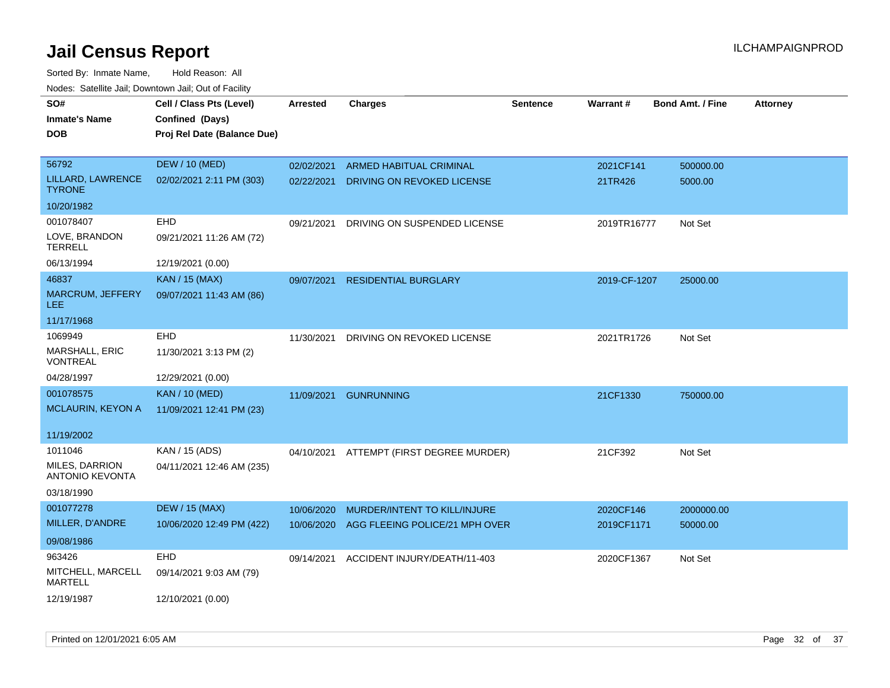# Jail Census Report

Sorted By: Inmate Name, Hold Reason: All

Nodes: Satellite Jail; Downtown Jail; Out of Facility

| SO# / Inmate's Name / DOB | Cell / Class Pts (Level) / Confined (Days) / Proj Rel Date (Balance Due) | Arrested | Charges | Sentence | Warrant # | Bond Amt. / Fine | Attorney |
|---|---|---|---|---|---|---|---|
| 56792<br>LILLARD, LAWRENCE TYRONE<br>10/20/1982 | DEW / 10 (MED)<br>02/02/2021 2:11 PM (303) | 02/02/2021<br>02/22/2021 | ARMED HABITUAL CRIMINAL<br>DRIVING ON REVOKED LICENSE | | 2021CF141<br>21TR426 | 500000.00<br>5000.00 | |
| 001078407<br>LOVE, BRANDON TERRELL<br>06/13/1994 | EHD<br>09/21/2021 11:26 AM (72)<br>12/19/2021 (0.00) | 09/21/2021 | DRIVING ON SUSPENDED LICENSE | | 2019TR16777 | Not Set | |
| 46837<br>MARCRUM, JEFFERY LEE<br>11/17/1968 | KAN / 15 (MAX)<br>09/07/2021 11:43 AM (86) | 09/07/2021 | RESIDENTIAL BURGLARY | | 2019-CF-1207 | 25000.00 | |
| 1069949<br>MARSHALL, ERIC VONTREAL<br>04/28/1997 | EHD<br>11/30/2021 3:13 PM (2)<br>12/29/2021 (0.00) | 11/30/2021 | DRIVING ON REVOKED LICENSE | | 2021TR1726 | Not Set | |
| 001078575<br>MCLAURIN, KEYON A<br>11/19/2002 | KAN / 10 (MED)<br>11/09/2021 12:41 PM (23) | 11/09/2021 | GUNRUNNING | | 21CF1330 | 750000.00 | |
| 1011046<br>MILES, DARRION ANTONIO KEVONTA<br>03/18/1990 | KAN / 15 (ADS)<br>04/11/2021 12:46 AM (235) | 04/10/2021 | ATTEMPT (FIRST DEGREE MURDER) | | 21CF392 | Not Set | |
| 001077278<br>MILLER, D'ANDRE<br>09/08/1986 | DEW / 15 (MAX)<br>10/06/2020 12:49 PM (422) | 10/06/2020<br>10/06/2020 | MURDER/INTENT TO KILL/INJURE<br>AGG FLEEING POLICE/21 MPH OVER | | 2020CF146<br>2019CF1171 | 2000000.00<br>50000.00 | |
| 963426<br>MITCHELL, MARCELL MARTELL<br>12/19/1987 | EHD<br>09/14/2021 9:03 AM (79)<br>12/10/2021 (0.00) | 09/14/2021 | ACCIDENT INJURY/DEATH/11-403 | | 2020CF1367 | Not Set | |

Printed on 12/01/2021 6:05 AM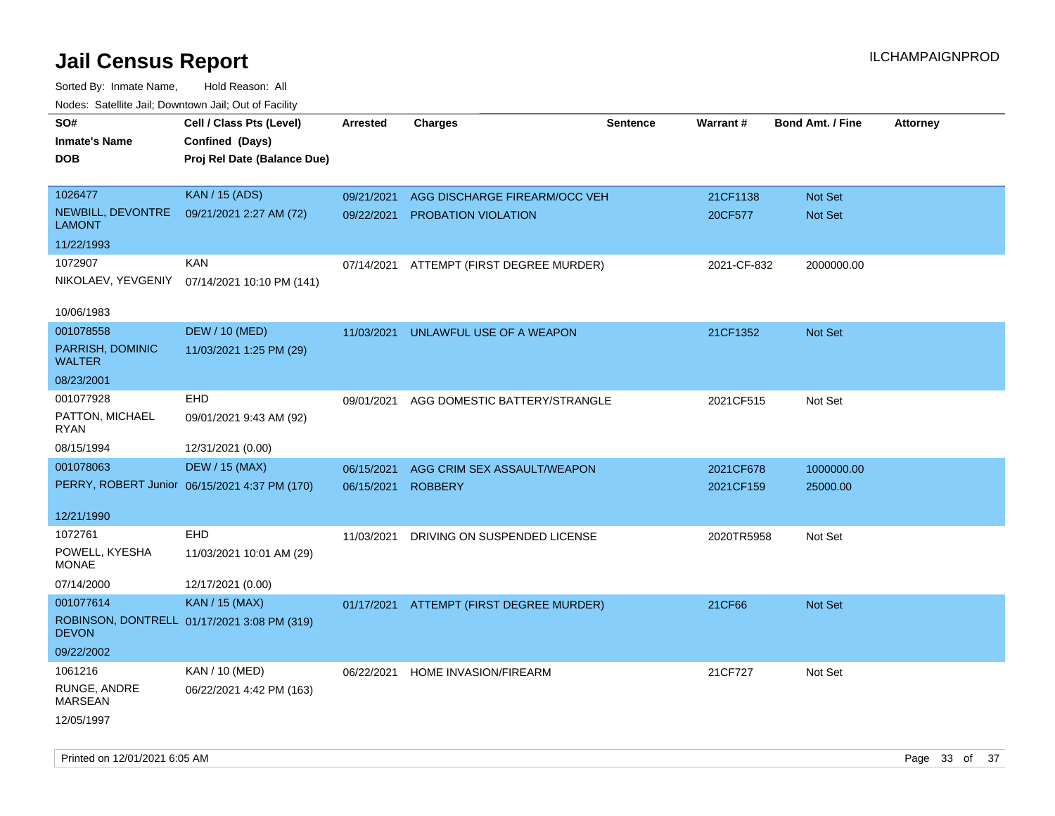# Jail Census Report

Sorted By: Inmate Name, Hold Reason: All

Nodes: Satellite Jail; Downtown Jail; Out of Facility

| SO# / Inmate's Name / DOB | Cell / Class Pts (Level) / Confined (Days) / Proj Rel Date (Balance Due) | Arrested | Charges | Sentence | Warrant # | Bond Amt. / Fine | Attorney |
|---|---|---|---|---|---|---|---|
| 1026477<br>NEWBILL, DEVONTRE LAMONT<br>11/22/1993 | KAN / 15 (ADS)<br>09/21/2021 2:27 AM (72) | 09/21/2021<br>09/22/2021 | AGG DISCHARGE FIREARM/OCC VEH<br>PROBATION VIOLATION | | 21CF1138<br>20CF577 | Not Set<br>Not Set | |
| 1072907<br>NIKOLAEV, YEVGENIY<br>10/06/1983 | KAN<br>07/14/2021 10:10 PM (141) | 07/14/2021 | ATTEMPT (FIRST DEGREE MURDER) | | 2021-CF-832 | 2000000.00 | |
| 001078558<br>PARRISH, DOMINIC WALTER<br>08/23/2001 | DEW / 10 (MED)<br>11/03/2021 1:25 PM (29) | 11/03/2021 | UNLAWFUL USE OF A WEAPON | | 21CF1352 | Not Set | |
| 001077928<br>PATTON, MICHAEL RYAN<br>08/15/1994 | EHD<br>09/01/2021 9:43 AM (92)<br>12/31/2021 (0.00) | 09/01/2021 | AGG DOMESTIC BATTERY/STRANGLE | | 2021CF515 | Not Set | |
| 001078063<br>PERRY, ROBERT Junior<br>12/21/1990 | DEW / 15 (MAX)<br>06/15/2021 4:37 PM (170) | 06/15/2021<br>06/15/2021 | AGG CRIM SEX ASSAULT/WEAPON<br>ROBBERY | | 2021CF678<br>2021CF159 | 1000000.00<br>25000.00 | |
| 1072761<br>POWELL, KYESHA MONAE<br>07/14/2000 | EHD<br>11/03/2021 10:01 AM (29)<br>12/17/2021 (0.00) | 11/03/2021 | DRIVING ON SUSPENDED LICENSE | | 2020TR5958 | Not Set | |
| 001077614<br>ROBINSON, DONTRELL DEVON<br>09/22/2002 | KAN / 15 (MAX)<br>01/17/2021 3:08 PM (319) | 01/17/2021 | ATTEMPT (FIRST DEGREE MURDER) | | 21CF66 | Not Set | |
| 1061216<br>RUNGE, ANDRE MARSEAN<br>12/05/1997 | KAN / 10 (MED)<br>06/22/2021 4:42 PM (163) | 06/22/2021 | HOME INVASION/FIREARM | | 21CF727 | Not Set | |

Printed on 12/01/2021 6:05 AM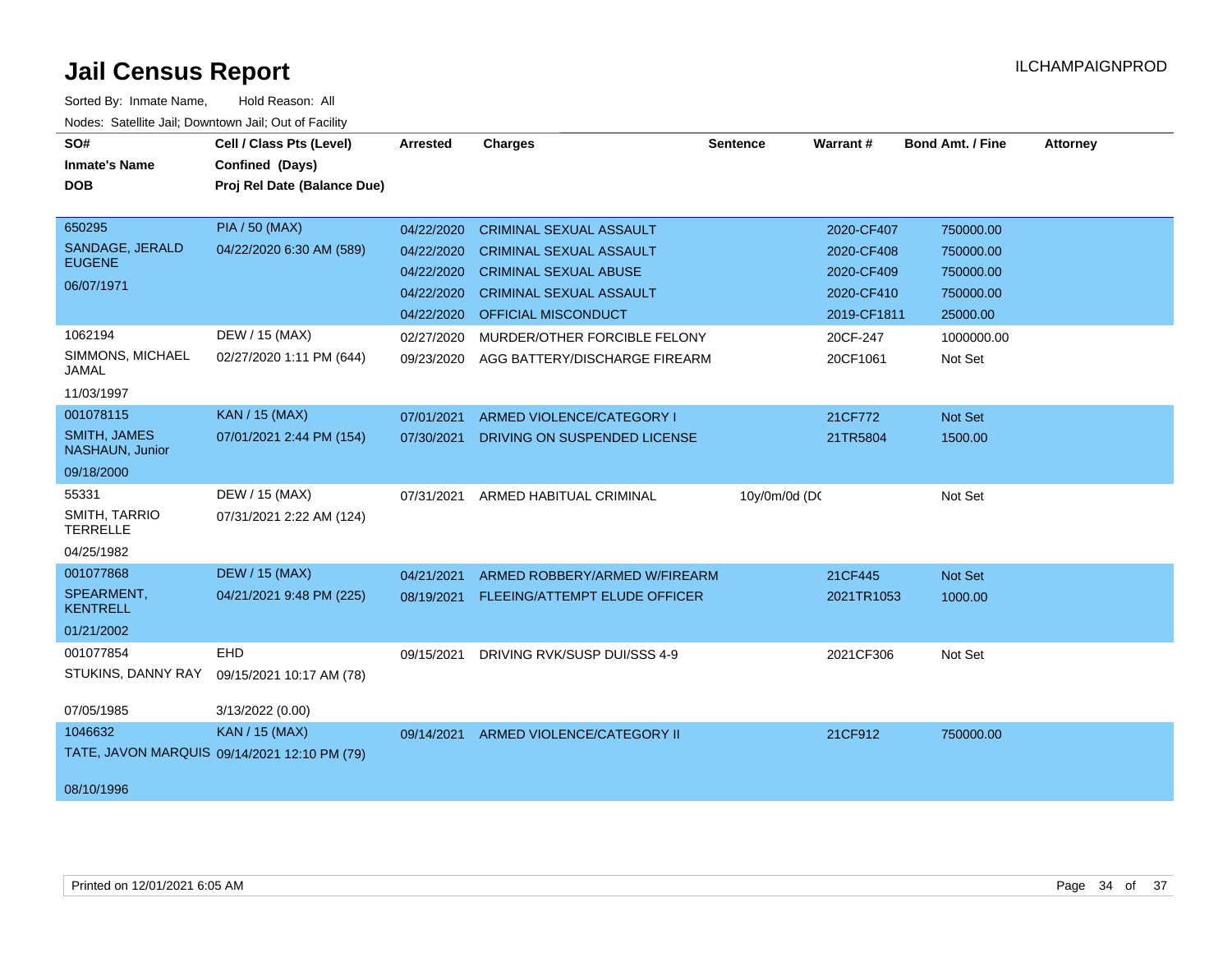# Jail Census Report

ILCHAMPAIGNPROD

Sorted By: Inmate Name, Hold Reason: All

Nodes: Satellite Jail; Downtown Jail; Out of Facility

| SO# / Inmate's Name / DOB | Cell / Class Pts (Level) / Confined (Days) / Proj Rel Date (Balance Due) | Arrested | Charges | Sentence | Warrant # | Bond Amt. / Fine | Attorney |
|---|---|---|---|---|---|---|---|
| 650295 SANDAGE, JERALD EUGENE 06/07/1971 | PIA / 50 (MAX) 04/22/2020 6:30 AM (589) | 04/22/2020 | CRIMINAL SEXUAL ASSAULT | | 2020-CF407 | 750000.00 | |
| | | 04/22/2020 | CRIMINAL SEXUAL ASSAULT | | 2020-CF408 | 750000.00 | |
| | | 04/22/2020 | CRIMINAL SEXUAL ABUSE | | 2020-CF409 | 750000.00 | |
| | | 04/22/2020 | CRIMINAL SEXUAL ASSAULT | | 2020-CF410 | 750000.00 | |
| | | 04/22/2020 | OFFICIAL MISCONDUCT | | 2019-CF1811 | 25000.00 | |
| 1062194 SIMMONS, MICHAEL JAMAL 11/03/1997 | DEW / 15 (MAX) 02/27/2020 1:11 PM (644) | 02/27/2020 | MURDER/OTHER FORCIBLE FELONY | | 20CF-247 | 1000000.00 | |
| | | 09/23/2020 | AGG BATTERY/DISCHARGE FIREARM | | 20CF1061 | Not Set | |
| 001078115 SMITH, JAMES NASHAUN, Junior 09/18/2000 | KAN / 15 (MAX) 07/01/2021 2:44 PM (154) | 07/01/2021 | ARMED VIOLENCE/CATEGORY I | | 21CF772 | Not Set | |
| | | 07/30/2021 | DRIVING ON SUSPENDED LICENSE | | 21TR5804 | 1500.00 | |
| 55331 SMITH, TARRIO TERRELLE 04/25/1982 | DEW / 15 (MAX) 07/31/2021 2:22 AM (124) | 07/31/2021 | ARMED HABITUAL CRIMINAL | 10y/0m/0d (DC | | Not Set | |
| 001077868 SPEARMENT, KENTRELL 01/21/2002 | DEW / 15 (MAX) 04/21/2021 9:48 PM (225) | 04/21/2021 | ARMED ROBBERY/ARMED W/FIREARM | | 21CF445 | Not Set | |
| | | 08/19/2021 | FLEEING/ATTEMPT ELUDE OFFICER | | 2021TR1053 | 1000.00 | |
| 001077854 STUKINS, DANNY RAY 07/05/1985 | EHD 09/15/2021 10:17 AM (78) 3/13/2022 (0.00) | 09/15/2021 | DRIVING RVK/SUSP DUI/SSS 4-9 | | 2021CF306 | Not Set | |
| 1046632 TATE, JAVON MARQUIS 08/10/1996 | KAN / 15 (MAX) 09/14/2021 12:10 PM (79) | 09/14/2021 | ARMED VIOLENCE/CATEGORY II | | 21CF912 | 750000.00 | |

Printed on 12/01/2021 6:05 AM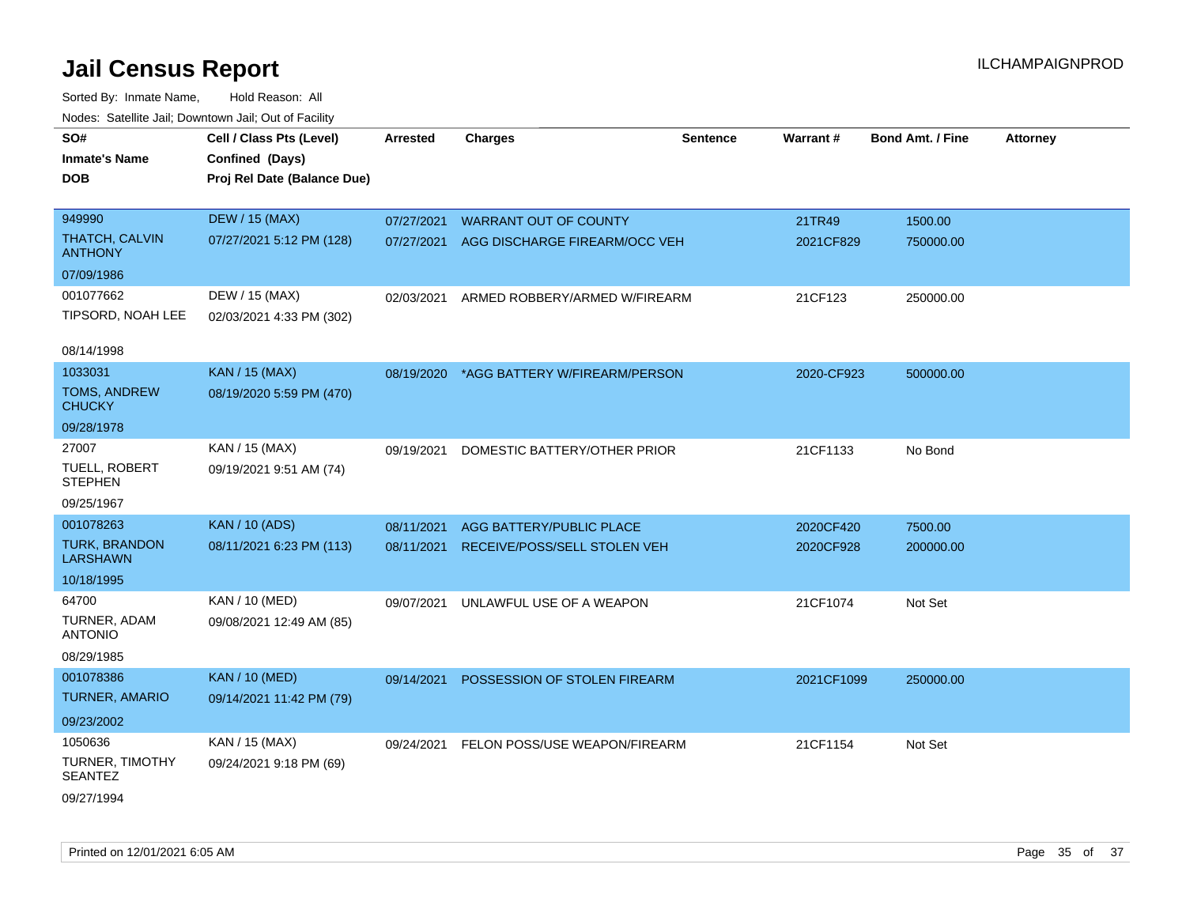# Jail Census Report

ILCHAMPAIGNPROD

Sorted By: Inmate Name, Hold Reason: All

Nodes: Satellite Jail; Downtown Jail; Out of Facility

| SO# / Inmate's Name / DOB | Cell / Class Pts (Level) / Confined (Days) / Proj Rel Date (Balance Due) | Arrested | Charges | Sentence | Warrant # | Bond Amt. / Fine | Attorney |
|---|---|---|---|---|---|---|---|
| 949990<br>THATCH, CALVIN ANTHONY<br>07/09/1986 | DEW / 15 (MAX)<br>07/27/2021 5:12 PM (128) | 07/27/2021<br>07/27/2021 | WARRANT OUT OF COUNTY<br>AGG DISCHARGE FIREARM/OCC VEH | | 21TR49<br>2021CF829 | 1500.00<br>750000.00 | |
| 001077662<br>TIPSORD, NOAH LEE<br>08/14/1998 | DEW / 15 (MAX)<br>02/03/2021 4:33 PM (302) | 02/03/2021 | ARMED ROBBERY/ARMED W/FIREARM | | 21CF123 | 250000.00 | |
| 1033031<br>TOMS, ANDREW CHUCKY<br>09/28/1978 | KAN / 15 (MAX)<br>08/19/2020 5:59 PM (470) | 08/19/2020 | *AGG BATTERY W/FIREARM/PERSON | | 2020-CF923 | 500000.00 | |
| 27007<br>TUELL, ROBERT STEPHEN<br>09/25/1967 | KAN / 15 (MAX)<br>09/19/2021 9:51 AM (74) | 09/19/2021 | DOMESTIC BATTERY/OTHER PRIOR | | 21CF1133 | No Bond | |
| 001078263<br>TURK, BRANDON LARSHAWN<br>10/18/1995 | KAN / 10 (ADS)<br>08/11/2021 6:23 PM (113) | 08/11/2021<br>08/11/2021 | AGG BATTERY/PUBLIC PLACE<br>RECEIVE/POSS/SELL STOLEN VEH | | 2020CF420<br>2020CF928 | 7500.00<br>200000.00 | |
| 64700<br>TURNER, ADAM ANTONIO<br>08/29/1985 | KAN / 10 (MED)<br>09/08/2021 12:49 AM (85) | 09/07/2021 | UNLAWFUL USE OF A WEAPON | | 21CF1074 | Not Set | |
| 001078386<br>TURNER, AMARIO<br>09/23/2002 | KAN / 10 (MED)<br>09/14/2021 11:42 PM (79) | 09/14/2021 | POSSESSION OF STOLEN FIREARM | | 2021CF1099 | 250000.00 | |
| 1050636<br>TURNER, TIMOTHY SEANTEZ<br>09/27/1994 | KAN / 15 (MAX)<br>09/24/2021 9:18 PM (69) | 09/24/2021 | FELON POSS/USE WEAPON/FIREARM | | 21CF1154 | Not Set | |

Printed on 12/01/2021 6:05 AM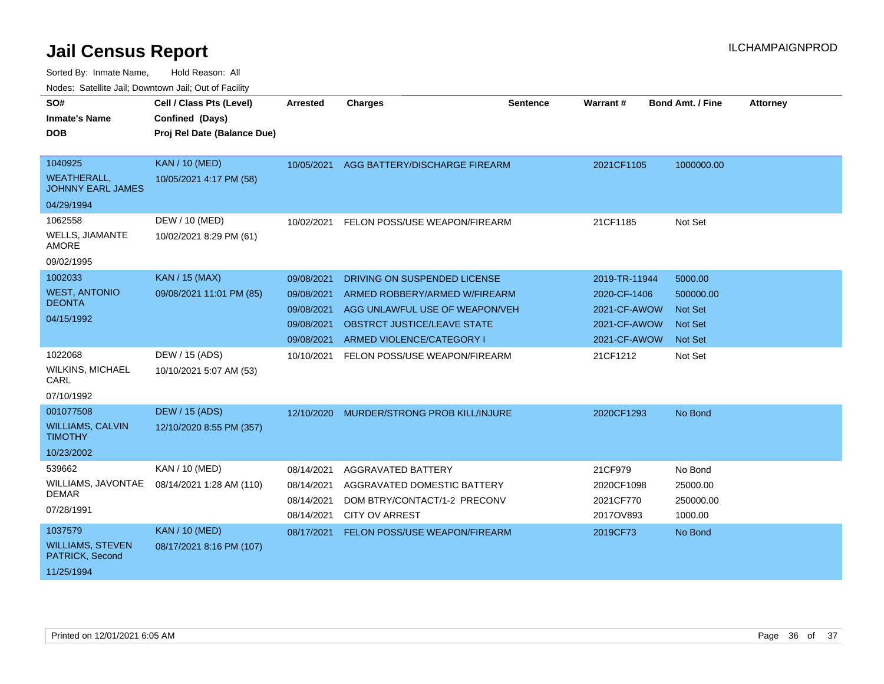# Jail Census Report

ILCHAMPAIGNPROD

Sorted By: Inmate Name, Hold Reason: All

Nodes: Satellite Jail; Downtown Jail; Out of Facility

| SO# / Inmate's Name / DOB | Cell / Class Pts (Level) / Confined (Days) / Proj Rel Date (Balance Due) | Arrested | Charges | Sentence | Warrant # | Bond Amt. / Fine | Attorney |
|---|---|---|---|---|---|---|---|
| 1040925<br>WEATHERALL, JOHNNY EARL JAMES<br>04/29/1994 | KAN / 10 (MED)<br>10/05/2021 4:17 PM (58) | 10/05/2021 | AGG BATTERY/DISCHARGE FIREARM | | 2021CF1105 | 1000000.00 | |
| 1062558<br>WELLS, JIAMANTE AMORE<br>09/02/1995 | DEW / 10 (MED)<br>10/02/2021 8:29 PM (61) | 10/02/2021 | FELON POSS/USE WEAPON/FIREARM | | 21CF1185 | Not Set | |
| 1002033<br>WEST, ANTONIO DEONTA<br>04/15/1992 | KAN / 15 (MAX)<br>09/08/2021 11:01 PM (85) | 09/08/2021 | DRIVING ON SUSPENDED LICENSE | | 2019-TR-11944 | 5000.00 | |
| | | 09/08/2021 | ARMED ROBBERY/ARMED W/FIREARM | | 2020-CF-1406 | 500000.00 | |
| | | 09/08/2021 | AGG UNLAWFUL USE OF WEAPON/VEH | | 2021-CF-AWOW | Not Set | |
| | | 09/08/2021 | OBSTRCT JUSTICE/LEAVE STATE | | 2021-CF-AWOW | Not Set | |
| | | 09/08/2021 | ARMED VIOLENCE/CATEGORY I | | 2021-CF-AWOW | Not Set | |
| 1022068<br>WILKINS, MICHAEL CARL<br>07/10/1992 | DEW / 15 (ADS)<br>10/10/2021 5:07 AM (53) | 10/10/2021 | FELON POSS/USE WEAPON/FIREARM | | 21CF1212 | Not Set | |
| 001077508<br>WILLIAMS, CALVIN TIMOTHY<br>10/23/2002 | DEW / 15 (ADS)<br>12/10/2020 8:55 PM (357) | 12/10/2020 | MURDER/STRONG PROB KILL/INJURE | | 2020CF1293 | No Bond | |
| 539662<br>WILLIAMS, JAVONTAE DEMAR<br>07/28/1991 | KAN / 10 (MED)<br>08/14/2021 1:28 AM (110) | 08/14/2021 | AGGRAVATED BATTERY | | 21CF979 | No Bond | |
| | | 08/14/2021 | AGGRAVATED DOMESTIC BATTERY | | 2020CF1098 | 25000.00 | |
| | | 08/14/2021 | DOM BTRY/CONTACT/1-2 PRECONV | | 2021CF770 | 250000.00 | |
| | | 08/14/2021 | CITY OV ARREST | | 2017OV893 | 1000.00 | |
| 1037579<br>WILLIAMS, STEVEN PATRICK, Second<br>11/25/1994 | KAN / 10 (MED)<br>08/17/2021 8:16 PM (107) | 08/17/2021 | FELON POSS/USE WEAPON/FIREARM | | 2019CF73 | No Bond | |

Printed on 12/01/2021 6:05 AM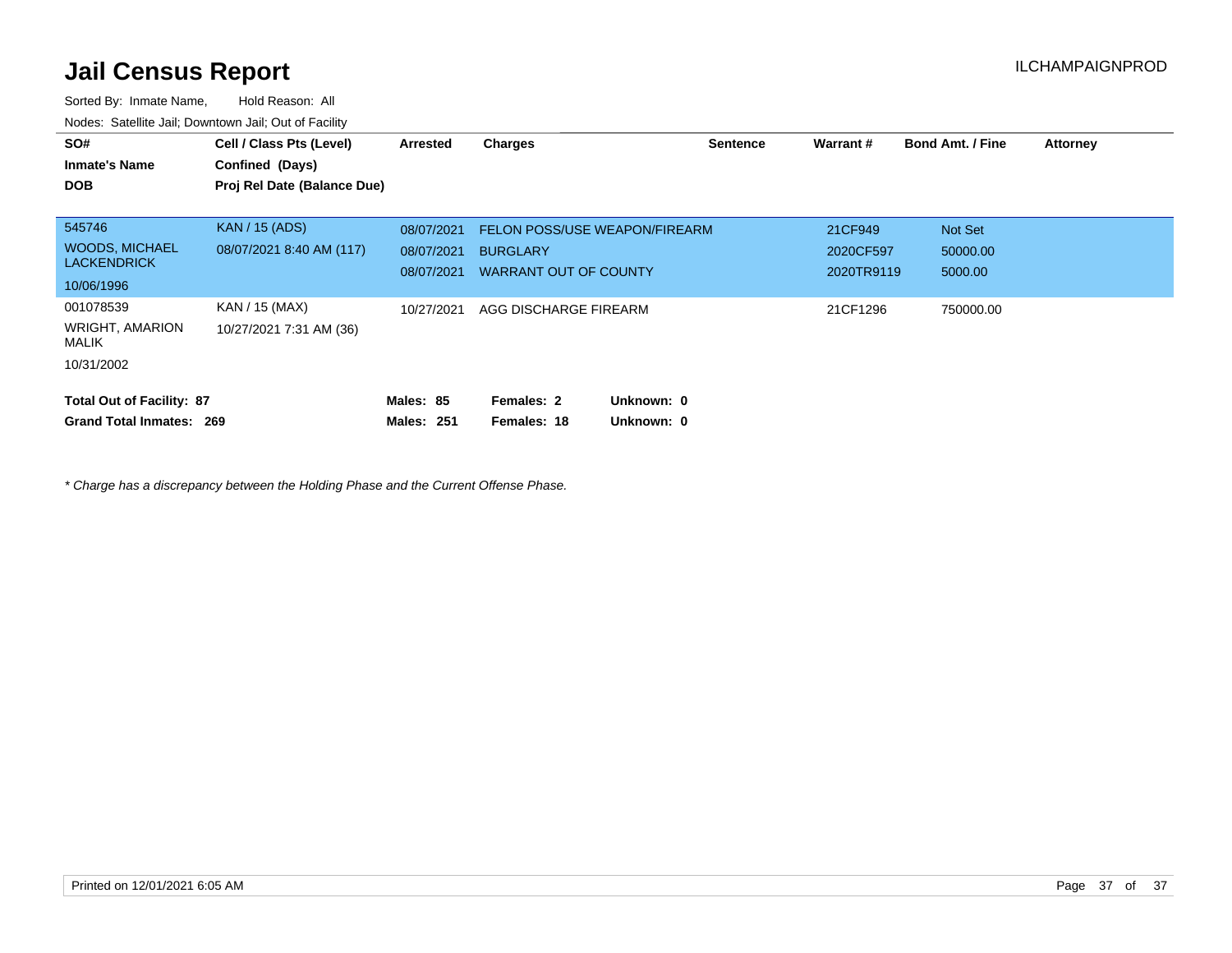# Jail Census Report

ILCHAMPAIGNPROD

Sorted By: Inmate Name, Hold Reason: All

Nodes: Satellite Jail; Downtown Jail; Out of Facility

| SO# / Inmate's Name / DOB | Cell / Class Pts (Level) / Confined (Days) / Proj Rel Date (Balance Due) | Arrested | Charges | Sentence | Warrant # | Bond Amt. / Fine | Attorney |
|---|---|---|---|---|---|---|---|
| 545746 | KAN / 15 (ADS) | 08/07/2021 | FELON POSS/USE WEAPON/FIREARM | | 21CF949 | Not Set | |
| WOODS, MICHAEL LACKENDRICK | 08/07/2021 8:40 AM (117) | 08/07/2021 | BURGLARY | | 2020CF597 | 50000.00 | |
| 10/06/1996 | | 08/07/2021 | WARRANT OUT OF COUNTY | | 2020TR9119 | 5000.00 | |
| 001078539 | KAN / 15 (MAX) | 10/27/2021 | AGG DISCHARGE FIREARM | | 21CF1296 | 750000.00 | |
| WRIGHT, AMARION MALIK | 10/27/2021 7:31 AM (36) | | | | | | |
| 10/31/2002 | | | | | | | |

**Total Out of Facility: 87** **Males: 85** **Females: 2** **Unknown: 0**

**Grand Total Inmates: 269** **Males: 251** **Females: 18** **Unknown: 0**

*\* Charge has a discrepancy between the Holding Phase and the Current Offense Phase.*

Printed on 12/01/2021 6:05 AM